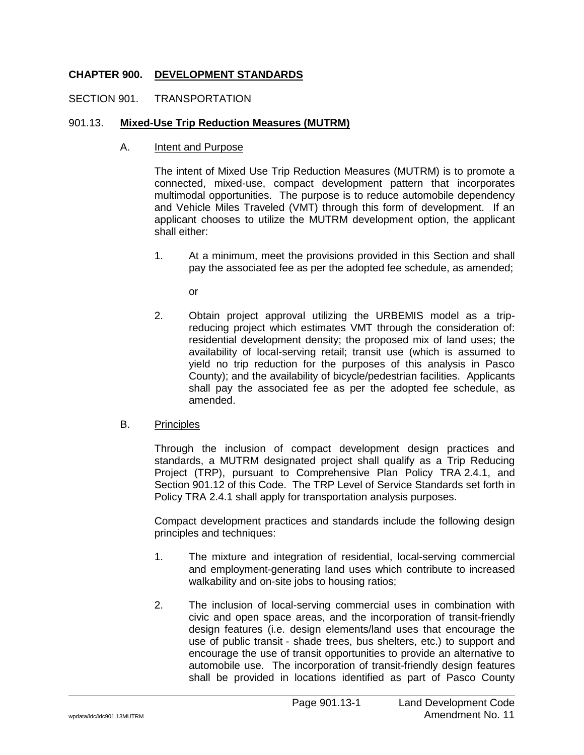# CHAPTER 900. DEVELOPMENT STANDARDS

## SECTION 901. TRANSPORTATION

### 901.13. Mixed-Use Trip Reduction Measures (MUTRM)

A. Intent and Purpose

The intent of Mixed Use Trip Reduction Measures (MUTRM) is to promote a connected, mixed-use, compact development pattern that incorporates multimodal opportunities. The purpose is to reduce automobile dependency and Vehicle Miles Traveled (VMT) through this form of development. If an applicant chooses to utilize the MUTRM development option, the applicant shall either:

1. At a minimum, meet the provisions provided in this Section and shall pay the associated fee as per the adopted fee schedule, as amended;

   or

2. Obtain project approval utilizing the URBEMIS model as a trip-reducing project which estimates VMT through the consideration of: residential development density; the proposed mix of land uses; the availability of local-serving retail; transit use (which is assumed to yield no trip reduction for the purposes of this analysis in Pasco County); and the availability of bicycle/pedestrian facilities. Applicants shall pay the associated fee as per the adopted fee schedule, as amended.

B. Principles

Through the inclusion of compact development design practices and standards, a MUTRM designated project shall qualify as a Trip Reducing Project (TRP), pursuant to Comprehensive Plan Policy TRA 2.4.1, and Section 901.12 of this Code. The TRP Level of Service Standards set forth in Policy TRA 2.4.1 shall apply for transportation analysis purposes.

Compact development practices and standards include the following design principles and techniques:

1. The mixture and integration of residential, local-serving commercial and employment-generating land uses which contribute to increased walkability and on-site jobs to housing ratios;

2. The inclusion of local-serving commercial uses in combination with civic and open space areas, and the incorporation of transit-friendly design features (i.e. design elements/land uses that encourage the use of public transit - shade trees, bus shelters, etc.) to support and encourage the use of transit opportunities to provide an alternative to automobile use. The incorporation of transit-friendly design features shall be provided in locations identified as part of Pasco County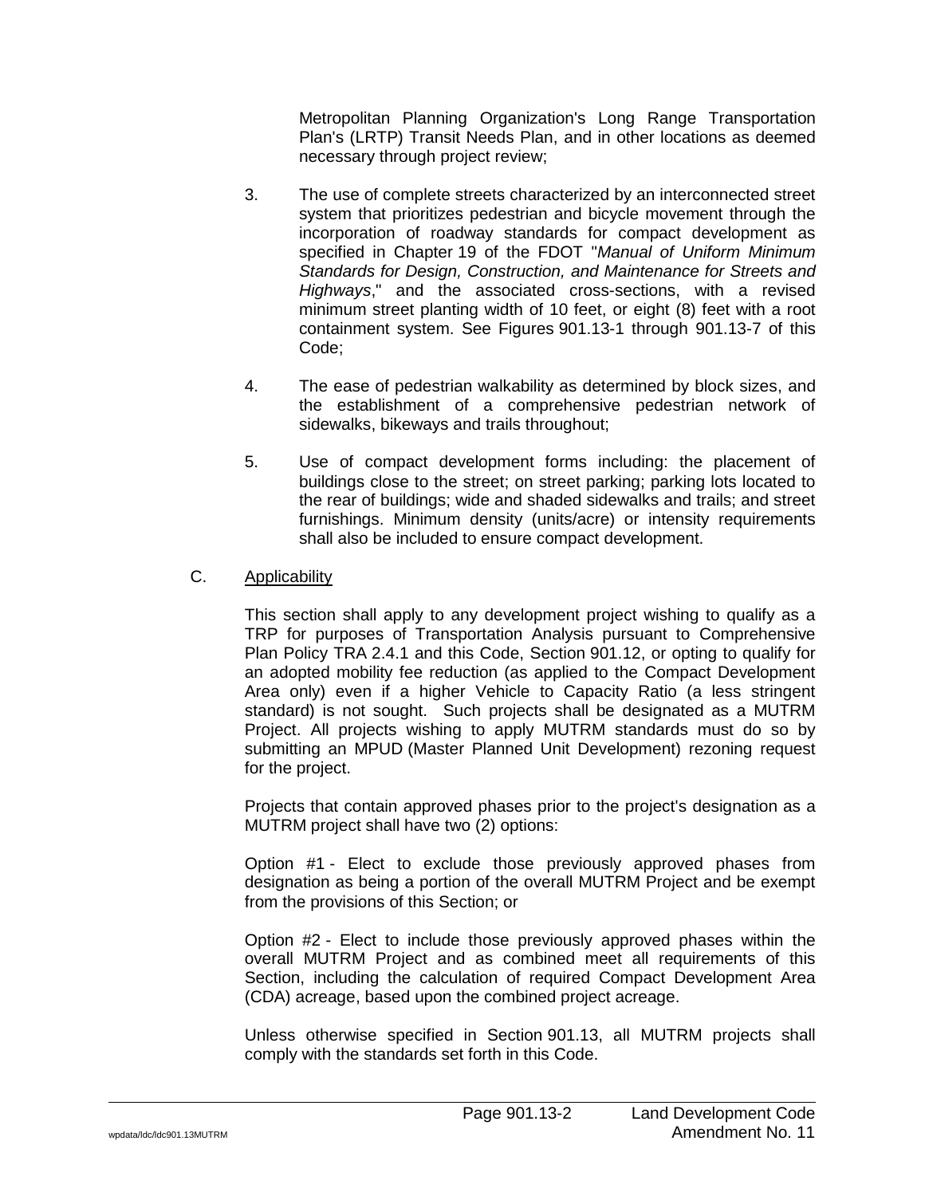Metropolitan Planning Organization's Long Range Transportation Plan's (LRTP) Transit Needs Plan, and in other locations as deemed necessary through project review;

3. The use of complete streets characterized by an interconnected street system that prioritizes pedestrian and bicycle movement through the incorporation of roadway standards for compact development as specified in Chapter 19 of the FDOT "*Manual of Uniform Minimum Standards for Design, Construction, and Maintenance for Streets and Highways*," and the associated cross-sections, with a revised minimum street planting width of 10 feet, or eight (8) feet with a root containment system. See Figures 901.13-1 through 901.13-7 of this Code;

4. The ease of pedestrian walkability as determined by block sizes, and the establishment of a comprehensive pedestrian network of sidewalks, bikeways and trails throughout;

5. Use of compact development forms including: the placement of buildings close to the street; on street parking; parking lots located to the rear of buildings; wide and shaded sidewalks and trails; and street furnishings. Minimum density (units/acre) or intensity requirements shall also be included to ensure compact development.

C. Applicability

This section shall apply to any development project wishing to qualify as a TRP for purposes of Transportation Analysis pursuant to Comprehensive Plan Policy TRA 2.4.1 and this Code, Section 901.12, or opting to qualify for an adopted mobility fee reduction (as applied to the Compact Development Area only) even if a higher Vehicle to Capacity Ratio (a less stringent standard) is not sought. Such projects shall be designated as a MUTRM Project. All projects wishing to apply MUTRM standards must do so by submitting an MPUD (Master Planned Unit Development) rezoning request for the project.

Projects that contain approved phases prior to the project's designation as a MUTRM project shall have two (2) options:

Option #1 - Elect to exclude those previously approved phases from designation as being a portion of the overall MUTRM Project and be exempt from the provisions of this Section; or

Option #2 - Elect to include those previously approved phases within the overall MUTRM Project and as combined meet all requirements of this Section, including the calculation of required Compact Development Area (CDA) acreage, based upon the combined project acreage.

Unless otherwise specified in Section 901.13, all MUTRM projects shall comply with the standards set forth in this Code.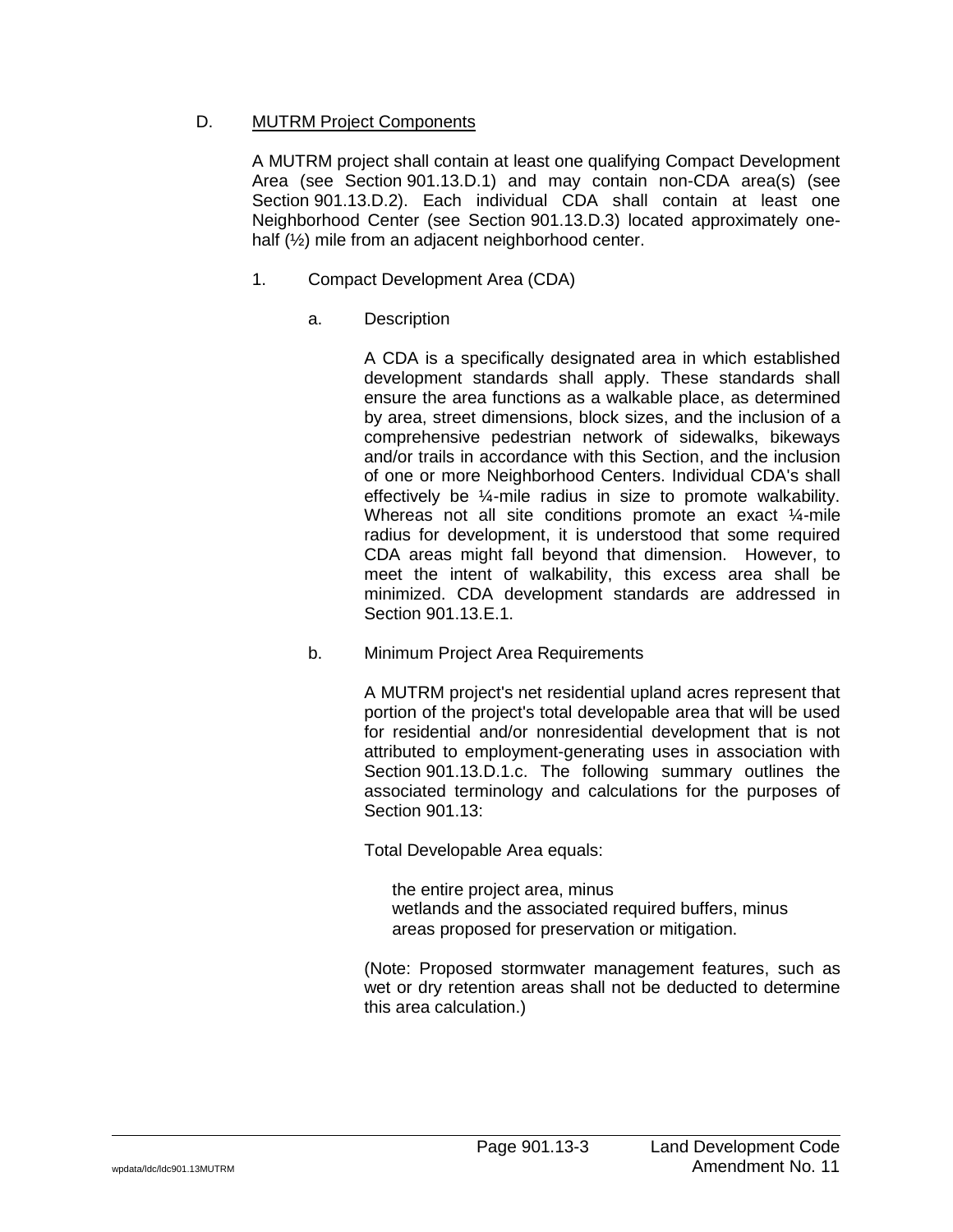D. MUTRM Project Components

A MUTRM project shall contain at least one qualifying Compact Development Area (see Section 901.13.D.1) and may contain non-CDA area(s) (see Section 901.13.D.2). Each individual CDA shall contain at least one Neighborhood Center (see Section 901.13.D.3) located approximately one-half (½) mile from an adjacent neighborhood center.

1. Compact Development Area (CDA)

a. Description

A CDA is a specifically designated area in which established development standards shall apply. These standards shall ensure the area functions as a walkable place, as determined by area, street dimensions, block sizes, and the inclusion of a comprehensive pedestrian network of sidewalks, bikeways and/or trails in accordance with this Section, and the inclusion of one or more Neighborhood Centers. Individual CDA's shall effectively be ¼-mile radius in size to promote walkability. Whereas not all site conditions promote an exact ¼-mile radius for development, it is understood that some required CDA areas might fall beyond that dimension. However, to meet the intent of walkability, this excess area shall be minimized. CDA development standards are addressed in Section 901.13.E.1.

b. Minimum Project Area Requirements

A MUTRM project's net residential upland acres represent that portion of the project's total developable area that will be used for residential and/or nonresidential development that is not attributed to employment-generating uses in association with Section 901.13.D.1.c. The following summary outlines the associated terminology and calculations for the purposes of Section 901.13:

Total Developable Area equals:

the entire project area, minus
wetlands and the associated required buffers, minus
areas proposed for preservation or mitigation.

(Note: Proposed stormwater management features, such as wet or dry retention areas shall not be deducted to determine this area calculation.)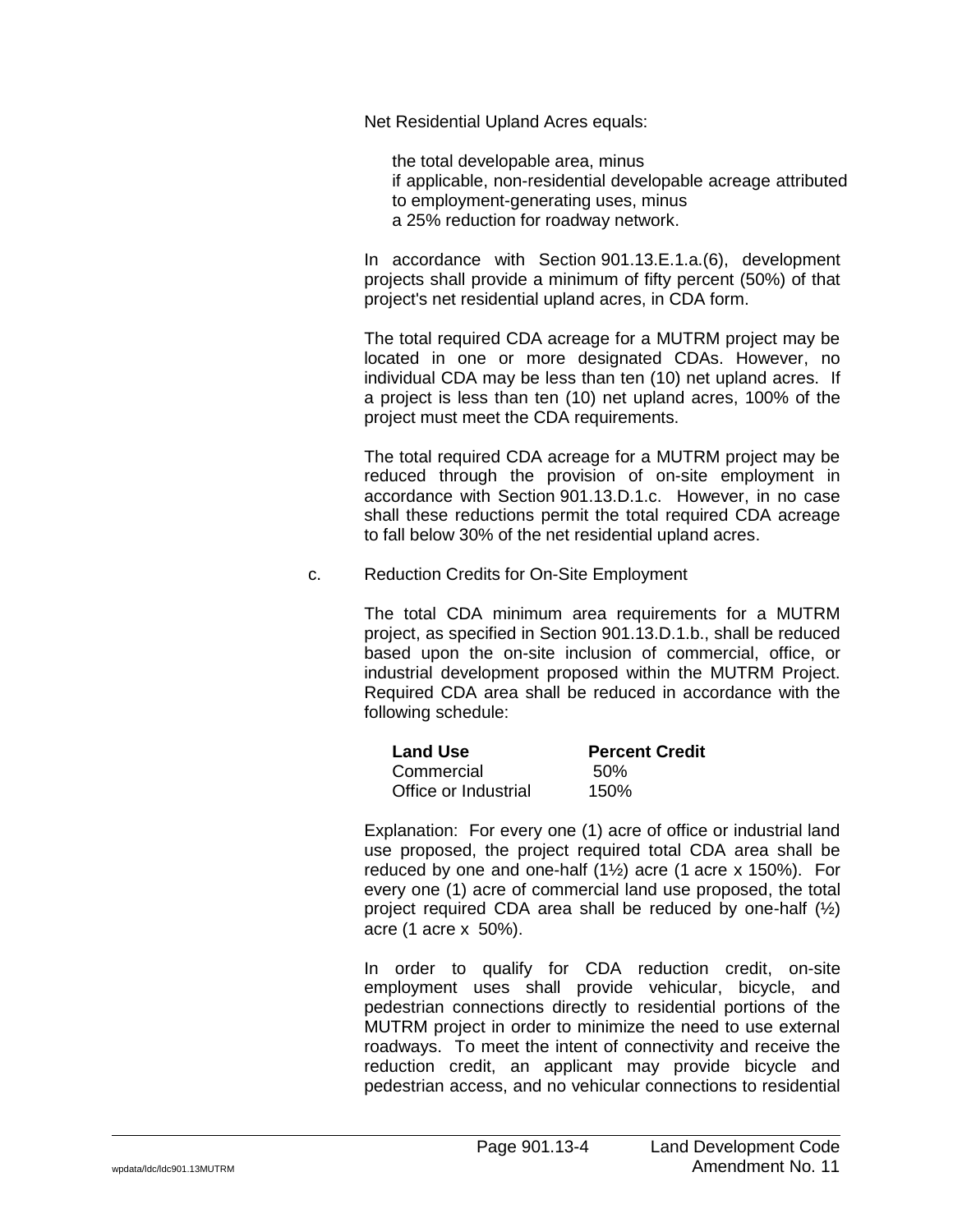Net Residential Upland Acres equals:

the total developable area, minus
if applicable, non-residential developable acreage attributed to employment-generating uses, minus
a 25% reduction for roadway network.

In accordance with Section 901.13.E.1.a.(6), development projects shall provide a minimum of fifty percent (50%) of that project's net residential upland acres, in CDA form.

The total required CDA acreage for a MUTRM project may be located in one or more designated CDAs. However, no individual CDA may be less than ten (10) net upland acres. If a project is less than ten (10) net upland acres, 100% of the project must meet the CDA requirements.

The total required CDA acreage for a MUTRM project may be reduced through the provision of on-site employment in accordance with Section 901.13.D.1.c. However, in no case shall these reductions permit the total required CDA acreage to fall below 30% of the net residential upland acres.

c. Reduction Credits for On-Site Employment

The total CDA minimum area requirements for a MUTRM project, as specified in Section 901.13.D.1.b., shall be reduced based upon the on-site inclusion of commercial, office, or industrial development proposed within the MUTRM Project. Required CDA area shall be reduced in accordance with the following schedule:

| **Land Use** | **Percent Credit** |
|---|---|
| Commercial | 50% |
| Office or Industrial | 150% |

Explanation: For every one (1) acre of office or industrial land use proposed, the project required total CDA area shall be reduced by one and one-half (1½) acre (1 acre x 150%). For every one (1) acre of commercial land use proposed, the total project required CDA area shall be reduced by one-half (½) acre (1 acre x 50%).

In order to qualify for CDA reduction credit, on-site employment uses shall provide vehicular, bicycle, and pedestrian connections directly to residential portions of the MUTRM project in order to minimize the need to use external roadways. To meet the intent of connectivity and receive the reduction credit, an applicant may provide bicycle and pedestrian access, and no vehicular connections to residential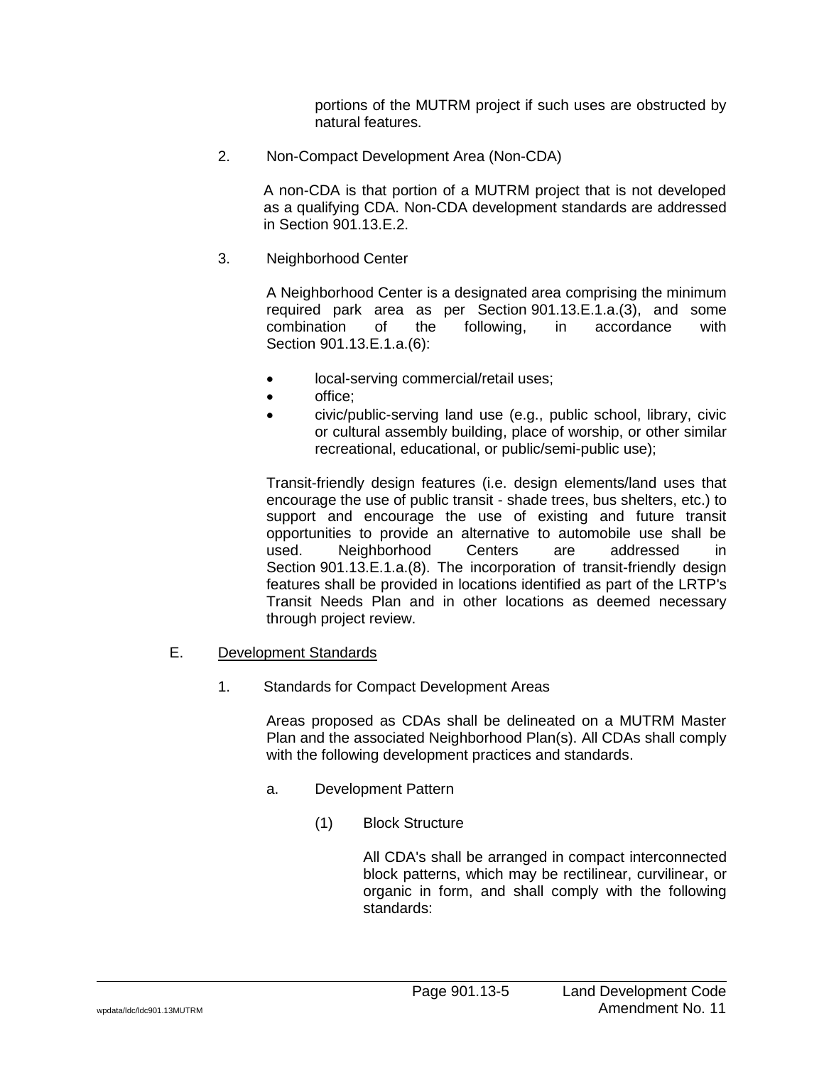portions of the MUTRM project if such uses are obstructed by natural features.

2. Non-Compact Development Area (Non-CDA)

A non-CDA is that portion of a MUTRM project that is not developed as a qualifying CDA. Non-CDA development standards are addressed in Section 901.13.E.2.

3. Neighborhood Center

A Neighborhood Center is a designated area comprising the minimum required park area as per Section 901.13.E.1.a.(3), and some combination of the following, in accordance with Section 901.13.E.1.a.(6):

- local-serving commercial/retail uses;
- office;
- civic/public-serving land use (e.g., public school, library, civic or cultural assembly building, place of worship, or other similar recreational, educational, or public/semi-public use);

Transit-friendly design features (i.e. design elements/land uses that encourage the use of public transit - shade trees, bus shelters, etc.) to support and encourage the use of existing and future transit opportunities to provide an alternative to automobile use shall be used. Neighborhood Centers are addressed in Section 901.13.E.1.a.(8). The incorporation of transit-friendly design features shall be provided in locations identified as part of the LRTP's Transit Needs Plan and in other locations as deemed necessary through project review.

E. <u>Development Standards</u>

1. Standards for Compact Development Areas

Areas proposed as CDAs shall be delineated on a MUTRM Master Plan and the associated Neighborhood Plan(s). All CDAs shall comply with the following development practices and standards.

a. Development Pattern

(1) Block Structure

All CDA's shall be arranged in compact interconnected block patterns, which may be rectilinear, curvilinear, or organic in form, and shall comply with the following standards: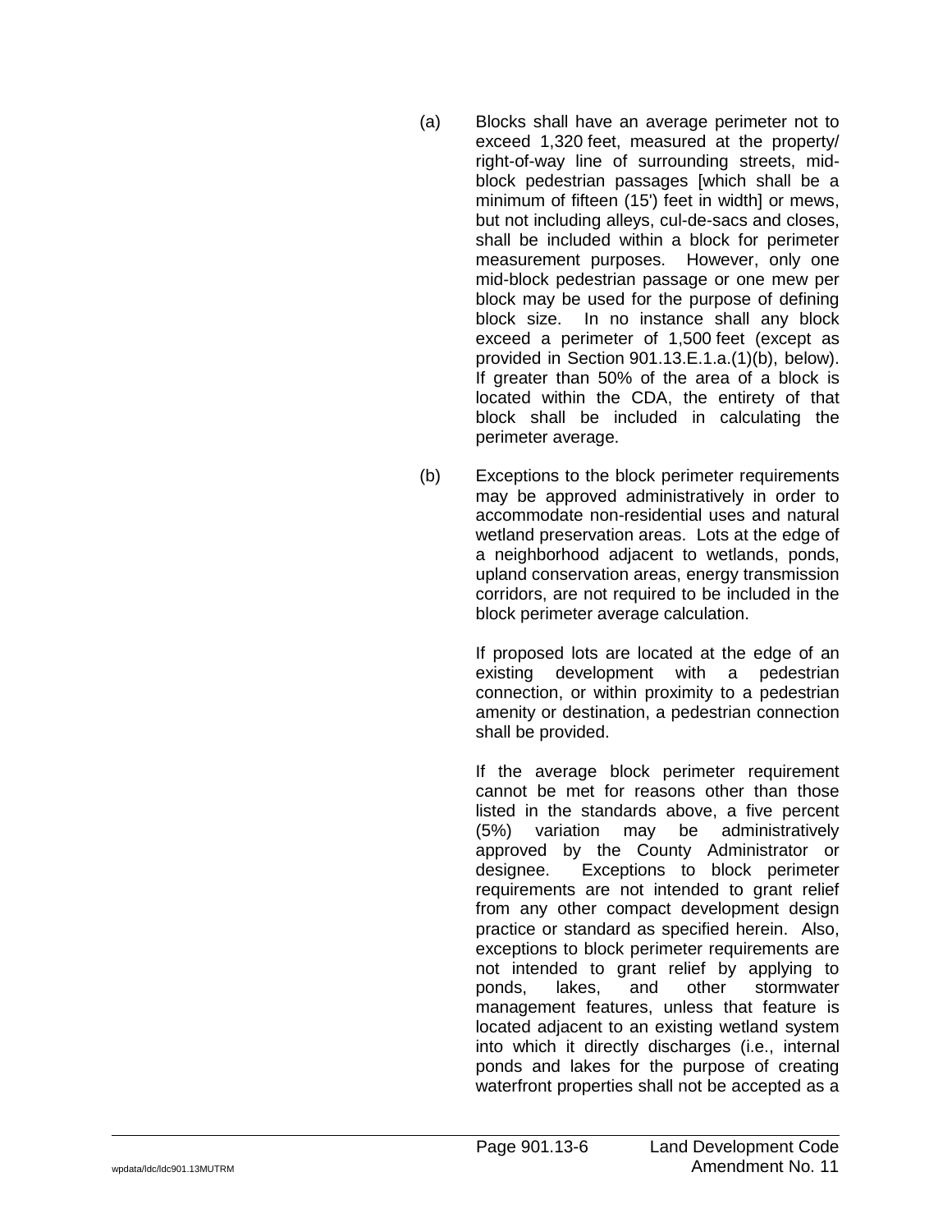(a) Blocks shall have an average perimeter not to exceed 1,320 feet, measured at the property/ right-of-way line of surrounding streets, mid-block pedestrian passages [which shall be a minimum of fifteen (15') feet in width] or mews, but not including alleys, cul-de-sacs and closes, shall be included within a block for perimeter measurement purposes. However, only one mid-block pedestrian passage or one mew per block may be used for the purpose of defining block size. In no instance shall any block exceed a perimeter of 1,500 feet (except as provided in Section 901.13.E.1.a.(1)(b), below). If greater than 50% of the area of a block is located within the CDA, the entirety of that block shall be included in calculating the perimeter average.

(b) Exceptions to the block perimeter requirements may be approved administratively in order to accommodate non-residential uses and natural wetland preservation areas. Lots at the edge of a neighborhood adjacent to wetlands, ponds, upland conservation areas, energy transmission corridors, are not required to be included in the block perimeter average calculation.

If proposed lots are located at the edge of an existing development with a pedestrian connection, or within proximity to a pedestrian amenity or destination, a pedestrian connection shall be provided.

If the average block perimeter requirement cannot be met for reasons other than those listed in the standards above, a five percent (5%) variation may be administratively approved by the County Administrator or designee. Exceptions to block perimeter requirements are not intended to grant relief from any other compact development design practice or standard as specified herein. Also, exceptions to block perimeter requirements are not intended to grant relief by applying to ponds, lakes, and other stormwater management features, unless that feature is located adjacent to an existing wetland system into which it directly discharges (i.e., internal ponds and lakes for the purpose of creating waterfront properties shall not be accepted as a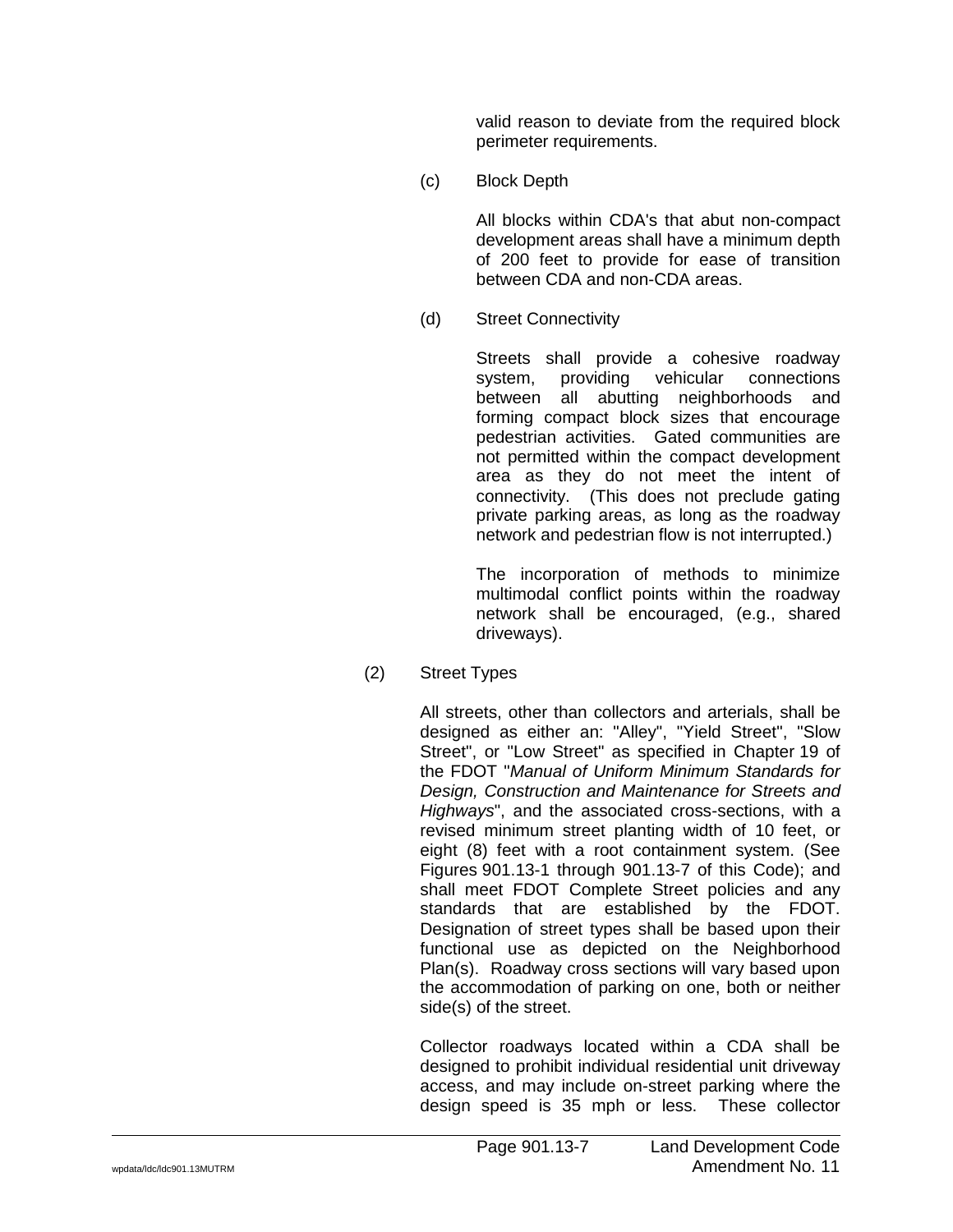valid reason to deviate from the required block perimeter requirements.

(c) Block Depth

All blocks within CDA's that abut non-compact development areas shall have a minimum depth of 200 feet to provide for ease of transition between CDA and non-CDA areas.

(d) Street Connectivity

Streets shall provide a cohesive roadway system, providing vehicular connections between all abutting neighborhoods and forming compact block sizes that encourage pedestrian activities. Gated communities are not permitted within the compact development area as they do not meet the intent of connectivity. (This does not preclude gating private parking areas, as long as the roadway network and pedestrian flow is not interrupted.)

The incorporation of methods to minimize multimodal conflict points within the roadway network shall be encouraged, (e.g., shared driveways).

(2) Street Types

All streets, other than collectors and arterials, shall be designed as either an: "Alley", "Yield Street", "Slow Street", or "Low Street" as specified in Chapter 19 of the FDOT "*Manual of Uniform Minimum Standards for Design, Construction and Maintenance for Streets and Highways*", and the associated cross-sections, with a revised minimum street planting width of 10 feet, or eight (8) feet with a root containment system. (See Figures 901.13-1 through 901.13-7 of this Code); and shall meet FDOT Complete Street policies and any standards that are established by the FDOT. Designation of street types shall be based upon their functional use as depicted on the Neighborhood Plan(s). Roadway cross sections will vary based upon the accommodation of parking on one, both or neither side(s) of the street.

Collector roadways located within a CDA shall be designed to prohibit individual residential unit driveway access, and may include on-street parking where the design speed is 35 mph or less. These collector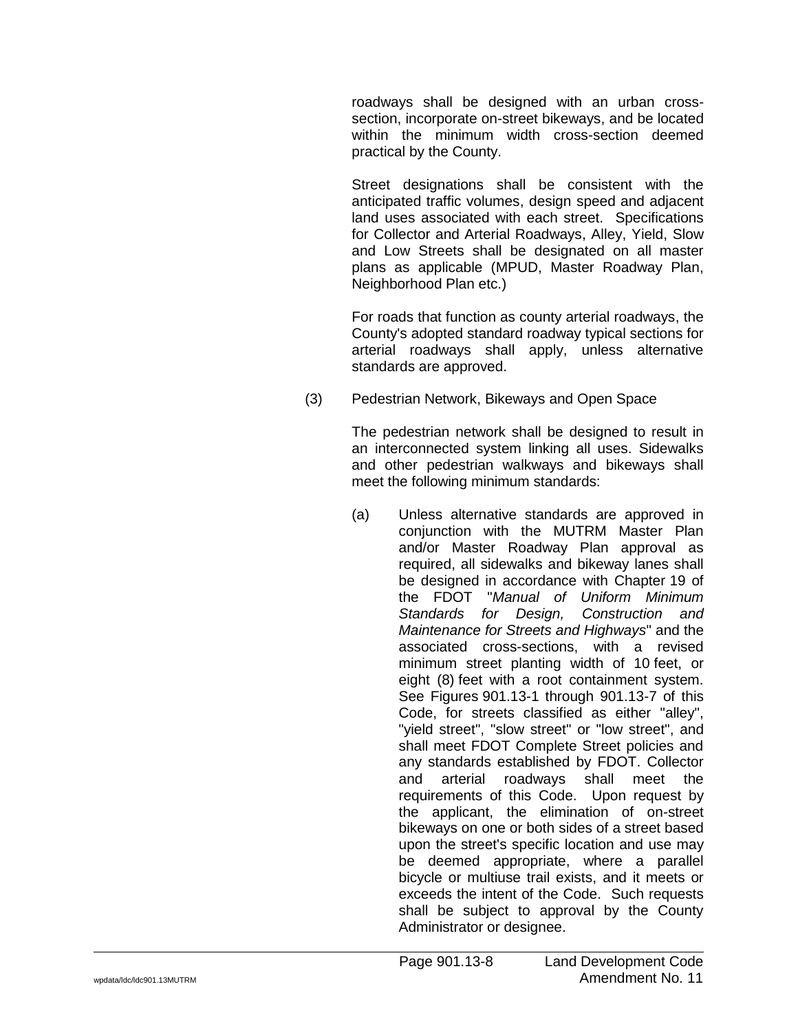roadways shall be designed with an urban cross-section, incorporate on-street bikeways, and be located within the minimum width cross-section deemed practical by the County.

Street designations shall be consistent with the anticipated traffic volumes, design speed and adjacent land uses associated with each street. Specifications for Collector and Arterial Roadways, Alley, Yield, Slow and Low Streets shall be designated on all master plans as applicable (MPUD, Master Roadway Plan, Neighborhood Plan etc.)

For roads that function as county arterial roadways, the County's adopted standard roadway typical sections for arterial roadways shall apply, unless alternative standards are approved.

(3) Pedestrian Network, Bikeways and Open Space

The pedestrian network shall be designed to result in an interconnected system linking all uses. Sidewalks and other pedestrian walkways and bikeways shall meet the following minimum standards:

(a) Unless alternative standards are approved in conjunction with the MUTRM Master Plan and/or Master Roadway Plan approval as required, all sidewalks and bikeway lanes shall be designed in accordance with Chapter 19 of the FDOT "*Manual of Uniform Minimum Standards for Design, Construction and Maintenance for Streets and Highways*" and the associated cross-sections, with a revised minimum street planting width of 10 feet, or eight (8) feet with a root containment system. See Figures 901.13-1 through 901.13-7 of this Code, for streets classified as either "alley", "yield street", "slow street" or "low street", and shall meet FDOT Complete Street policies and any standards established by FDOT. Collector and arterial roadways shall meet the requirements of this Code. Upon request by the applicant, the elimination of on-street bikeways on one or both sides of a street based upon the street's specific location and use may be deemed appropriate, where a parallel bicycle or multiuse trail exists, and it meets or exceeds the intent of the Code. Such requests shall be subject to approval by the County Administrator or designee.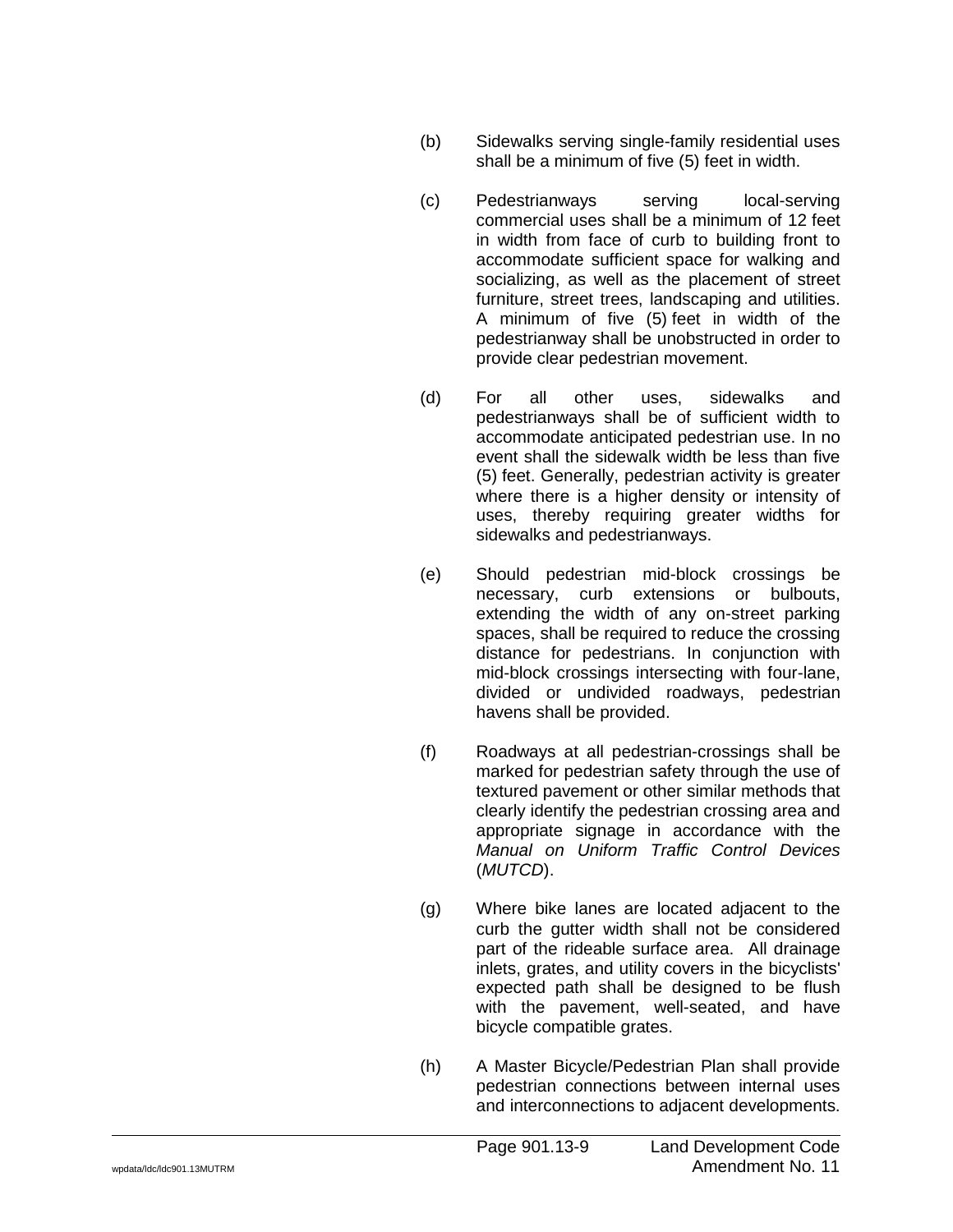(b) Sidewalks serving single-family residential uses shall be a minimum of five (5) feet in width.

(c) Pedestrianways serving local-serving commercial uses shall be a minimum of 12 feet in width from face of curb to building front to accommodate sufficient space for walking and socializing, as well as the placement of street furniture, street trees, landscaping and utilities. A minimum of five (5) feet in width of the pedestrianway shall be unobstructed in order to provide clear pedestrian movement.

(d) For all other uses, sidewalks and pedestrianways shall be of sufficient width to accommodate anticipated pedestrian use. In no event shall the sidewalk width be less than five (5) feet. Generally, pedestrian activity is greater where there is a higher density or intensity of uses, thereby requiring greater widths for sidewalks and pedestrianways.

(e) Should pedestrian mid-block crossings be necessary, curb extensions or bulbouts, extending the width of any on-street parking spaces, shall be required to reduce the crossing distance for pedestrians. In conjunction with mid-block crossings intersecting with four-lane, divided or undivided roadways, pedestrian havens shall be provided.

(f) Roadways at all pedestrian-crossings shall be marked for pedestrian safety through the use of textured pavement or other similar methods that clearly identify the pedestrian crossing area and appropriate signage in accordance with the *Manual on Uniform Traffic Control Devices* (*MUTCD*).

(g) Where bike lanes are located adjacent to the curb the gutter width shall not be considered part of the rideable surface area. All drainage inlets, grates, and utility covers in the bicyclists' expected path shall be designed to be flush with the pavement, well-seated, and have bicycle compatible grates.

(h) A Master Bicycle/Pedestrian Plan shall provide pedestrian connections between internal uses and interconnections to adjacent developments.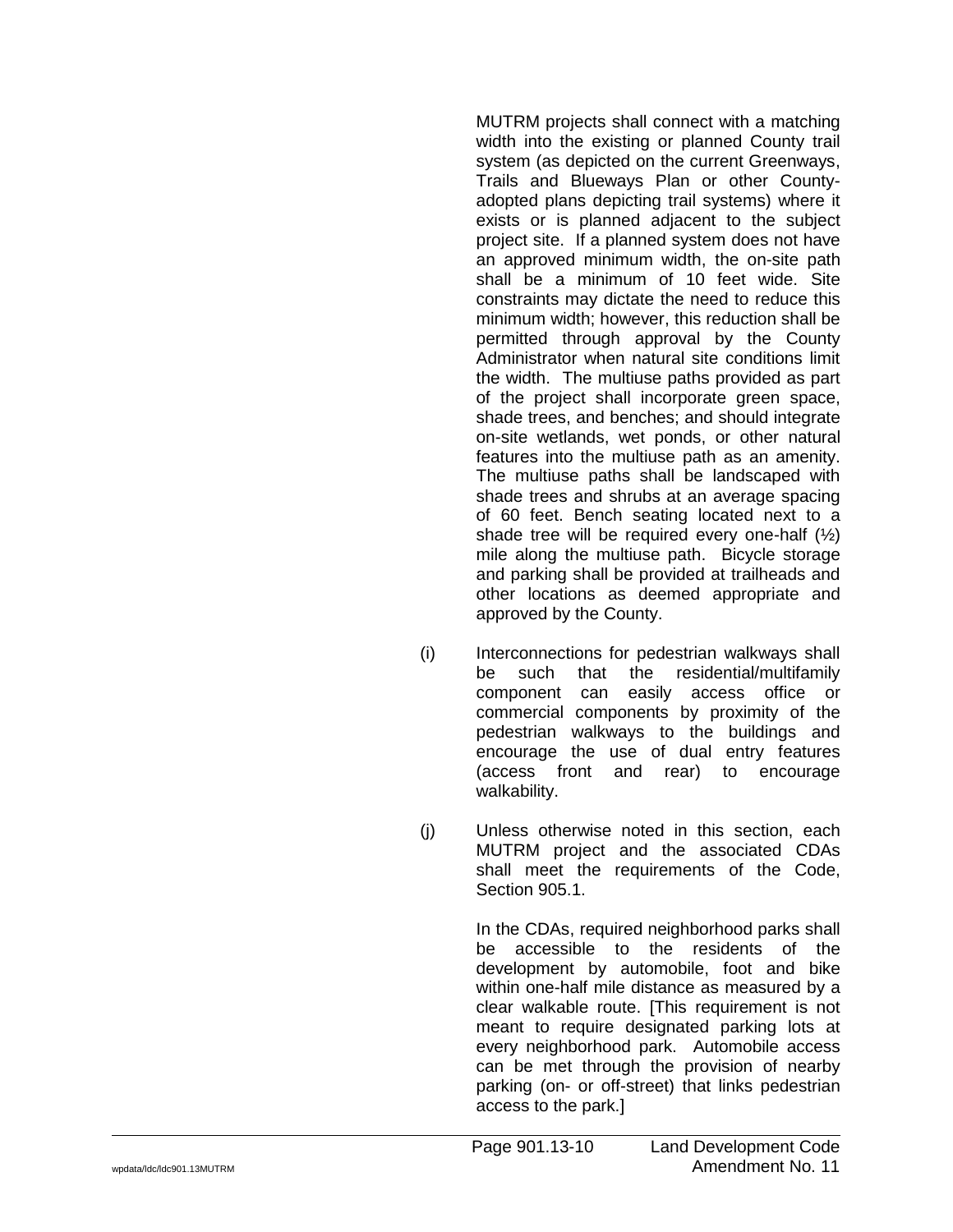MUTRM projects shall connect with a matching width into the existing or planned County trail system (as depicted on the current Greenways, Trails and Blueways Plan or other County-adopted plans depicting trail systems) where it exists or is planned adjacent to the subject project site. If a planned system does not have an approved minimum width, the on-site path shall be a minimum of 10 feet wide. Site constraints may dictate the need to reduce this minimum width; however, this reduction shall be permitted through approval by the County Administrator when natural site conditions limit the width. The multiuse paths provided as part of the project shall incorporate green space, shade trees, and benches; and should integrate on-site wetlands, wet ponds, or other natural features into the multiuse path as an amenity. The multiuse paths shall be landscaped with shade trees and shrubs at an average spacing of 60 feet. Bench seating located next to a shade tree will be required every one-half (½) mile along the multiuse path. Bicycle storage and parking shall be provided at trailheads and other locations as deemed appropriate and approved by the County.

(i) Interconnections for pedestrian walkways shall be such that the residential/multifamily component can easily access office or commercial components by proximity of the pedestrian walkways to the buildings and encourage the use of dual entry features (access front and rear) to encourage walkability.

(j) Unless otherwise noted in this section, each MUTRM project and the associated CDAs shall meet the requirements of the Code, Section 905.1.

In the CDAs, required neighborhood parks shall be accessible to the residents of the development by automobile, foot and bike within one-half mile distance as measured by a clear walkable route. [This requirement is not meant to require designated parking lots at every neighborhood park. Automobile access can be met through the provision of nearby parking (on- or off-street) that links pedestrian access to the park.]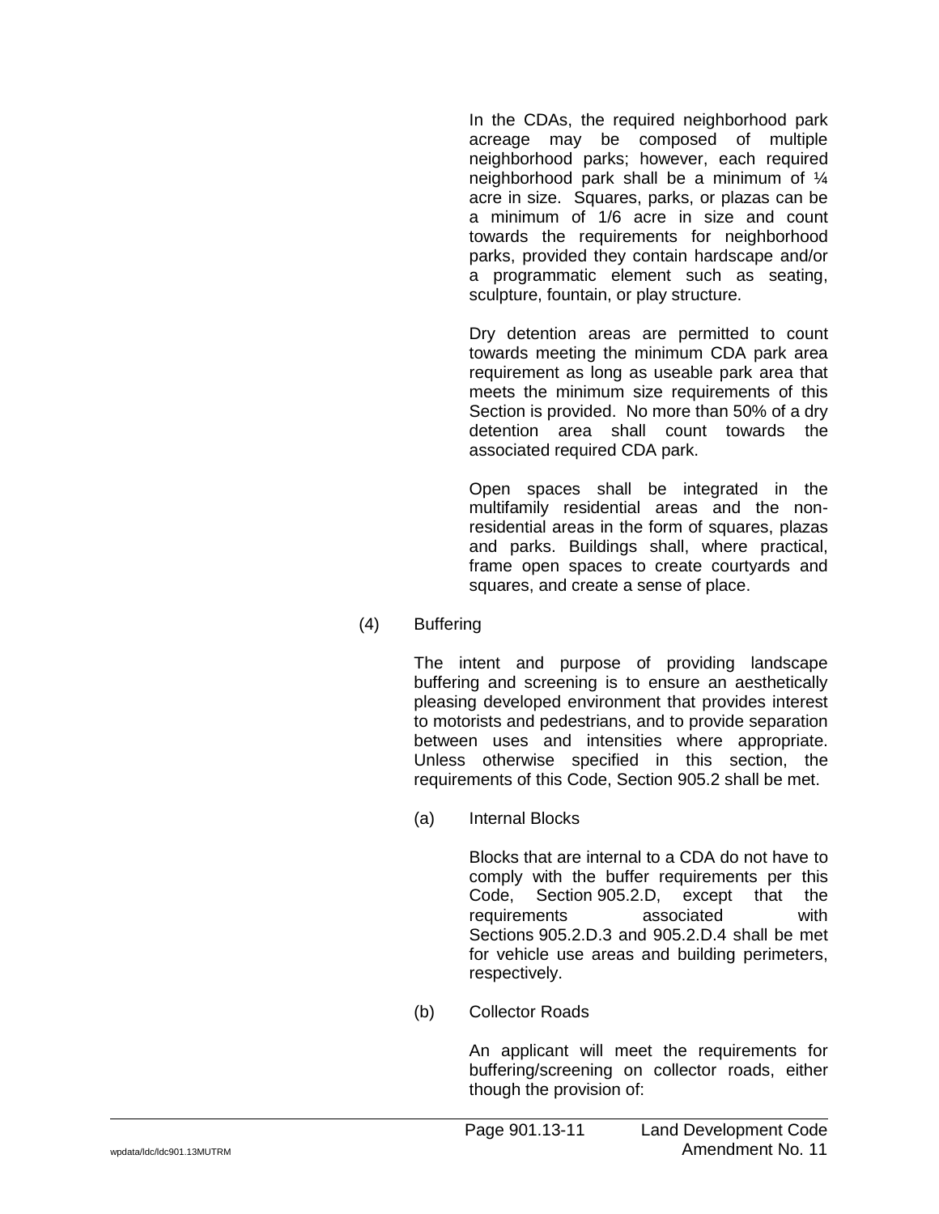In the CDAs, the required neighborhood park acreage may be composed of multiple neighborhood parks; however, each required neighborhood park shall be a minimum of ¼ acre in size. Squares, parks, or plazas can be a minimum of 1/6 acre in size and count towards the requirements for neighborhood parks, provided they contain hardscape and/or a programmatic element such as seating, sculpture, fountain, or play structure.

Dry detention areas are permitted to count towards meeting the minimum CDA park area requirement as long as useable park area that meets the minimum size requirements of this Section is provided. No more than 50% of a dry detention area shall count towards the associated required CDA park.

Open spaces shall be integrated in the multifamily residential areas and the non-residential areas in the form of squares, plazas and parks. Buildings shall, where practical, frame open spaces to create courtyards and squares, and create a sense of place.

(4) Buffering

The intent and purpose of providing landscape buffering and screening is to ensure an aesthetically pleasing developed environment that provides interest to motorists and pedestrians, and to provide separation between uses and intensities where appropriate. Unless otherwise specified in this section, the requirements of this Code, Section 905.2 shall be met.

(a) Internal Blocks

Blocks that are internal to a CDA do not have to comply with the buffer requirements per this Code, Section 905.2.D, except that the requirements associated with Sections 905.2.D.3 and 905.2.D.4 shall be met for vehicle use areas and building perimeters, respectively.

(b) Collector Roads

An applicant will meet the requirements for buffering/screening on collector roads, either though the provision of: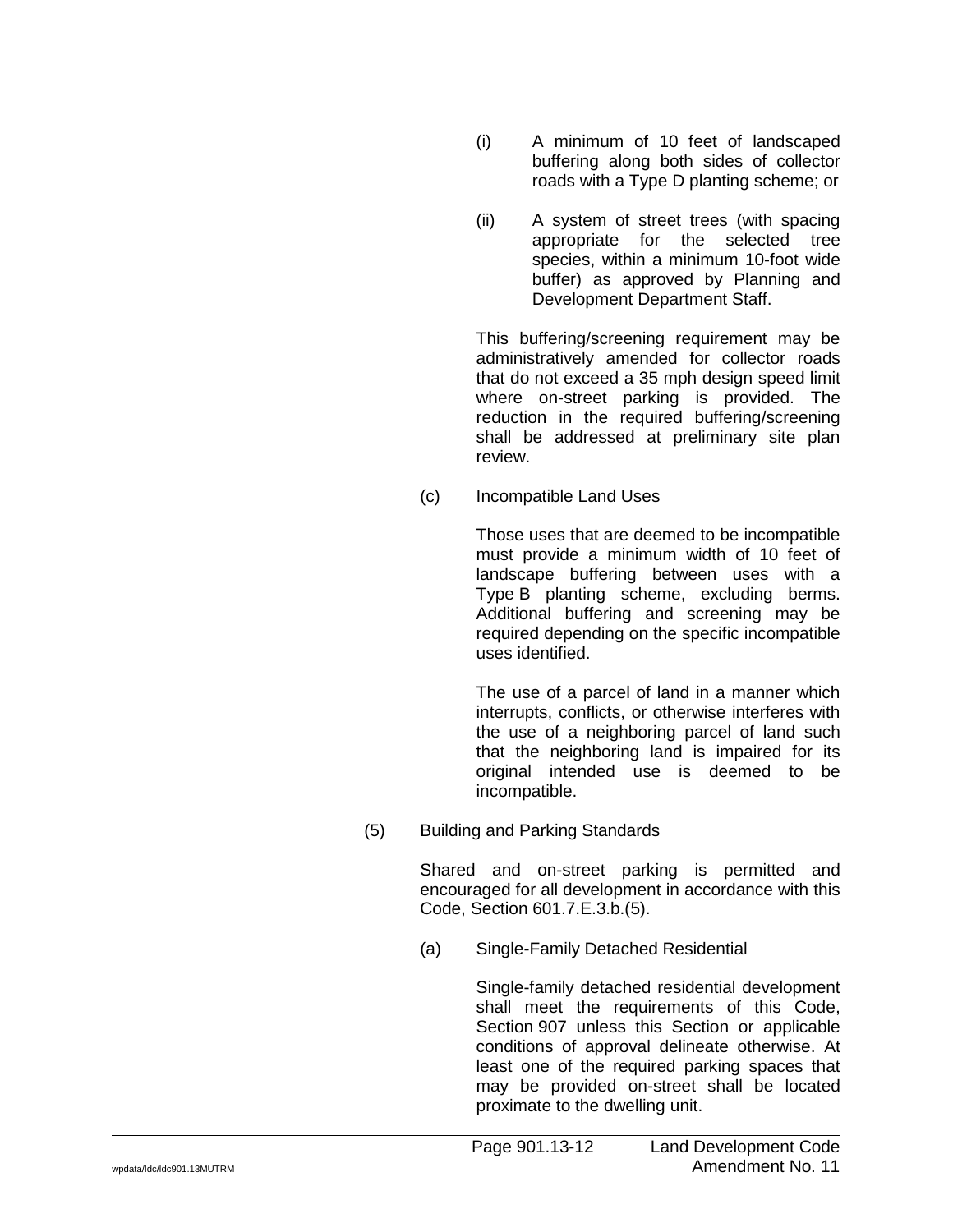(i) A minimum of 10 feet of landscaped buffering along both sides of collector roads with a Type D planting scheme; or

(ii) A system of street trees (with spacing appropriate for the selected tree species, within a minimum 10-foot wide buffer) as approved by Planning and Development Department Staff.

This buffering/screening requirement may be administratively amended for collector roads that do not exceed a 35 mph design speed limit where on-street parking is provided. The reduction in the required buffering/screening shall be addressed at preliminary site plan review.

(c) Incompatible Land Uses

Those uses that are deemed to be incompatible must provide a minimum width of 10 feet of landscape buffering between uses with a Type B planting scheme, excluding berms. Additional buffering and screening may be required depending on the specific incompatible uses identified.

The use of a parcel of land in a manner which interrupts, conflicts, or otherwise interferes with the use of a neighboring parcel of land such that the neighboring land is impaired for its original intended use is deemed to be incompatible.

(5) Building and Parking Standards

Shared and on-street parking is permitted and encouraged for all development in accordance with this Code, Section 601.7.E.3.b.(5).

(a) Single-Family Detached Residential

Single-family detached residential development shall meet the requirements of this Code, Section 907 unless this Section or applicable conditions of approval delineate otherwise. At least one of the required parking spaces that may be provided on-street shall be located proximate to the dwelling unit.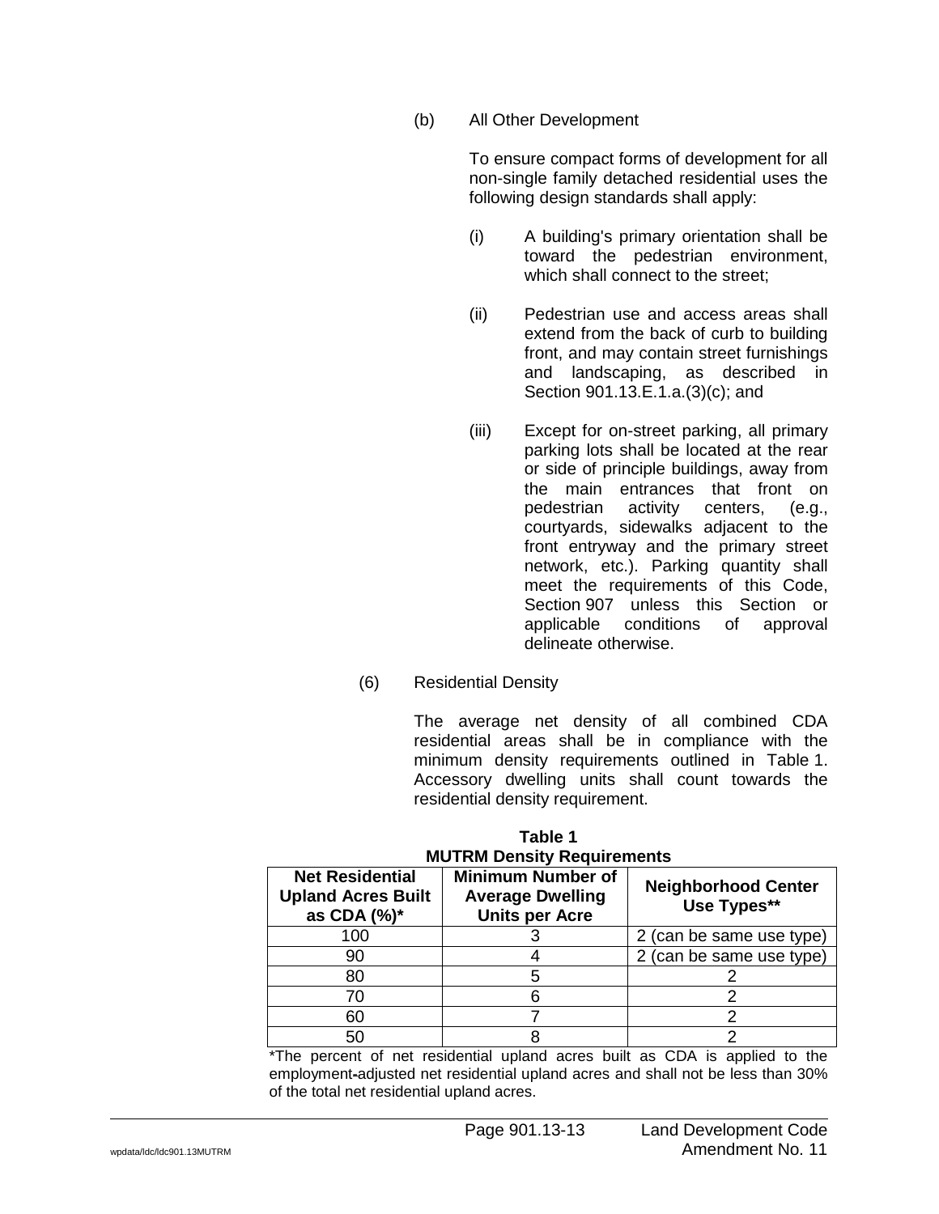(b) All Other Development

To ensure compact forms of development for all non-single family detached residential uses the following design standards shall apply:

(i) A building's primary orientation shall be toward the pedestrian environment, which shall connect to the street;

(ii) Pedestrian use and access areas shall extend from the back of curb to building front, and may contain street furnishings and landscaping, as described in Section 901.13.E.1.a.(3)(c); and

(iii) Except for on-street parking, all primary parking lots shall be located at the rear or side of principle buildings, away from the main entrances that front on pedestrian activity centers, (e.g., courtyards, sidewalks adjacent to the front entryway and the primary street network, etc.). Parking quantity shall meet the requirements of this Code, Section 907 unless this Section or applicable conditions of approval delineate otherwise.

(6) Residential Density

The average net density of all combined CDA residential areas shall be in compliance with the minimum density requirements outlined in Table 1. Accessory dwelling units shall count towards the residential density requirement.

**Table 1**
**MUTRM Density Requirements**

| Net Residential Upland Acres Built as CDA (%)* | Minimum Number of Average Dwelling Units per Acre | Neighborhood Center Use Types** |
|---|---|---|
| 100 | 3 | 2 (can be same use type) |
| 90 | 4 | 2 (can be same use type) |
| 80 | 5 | 2 |
| 70 | 6 | 2 |
| 60 | 7 | 2 |
| 50 | 8 | 2 |

*The percent of net residential upland acres built as CDA is applied to the employment-adjusted net residential upland acres and shall not be less than 30% of the total net residential upland acres.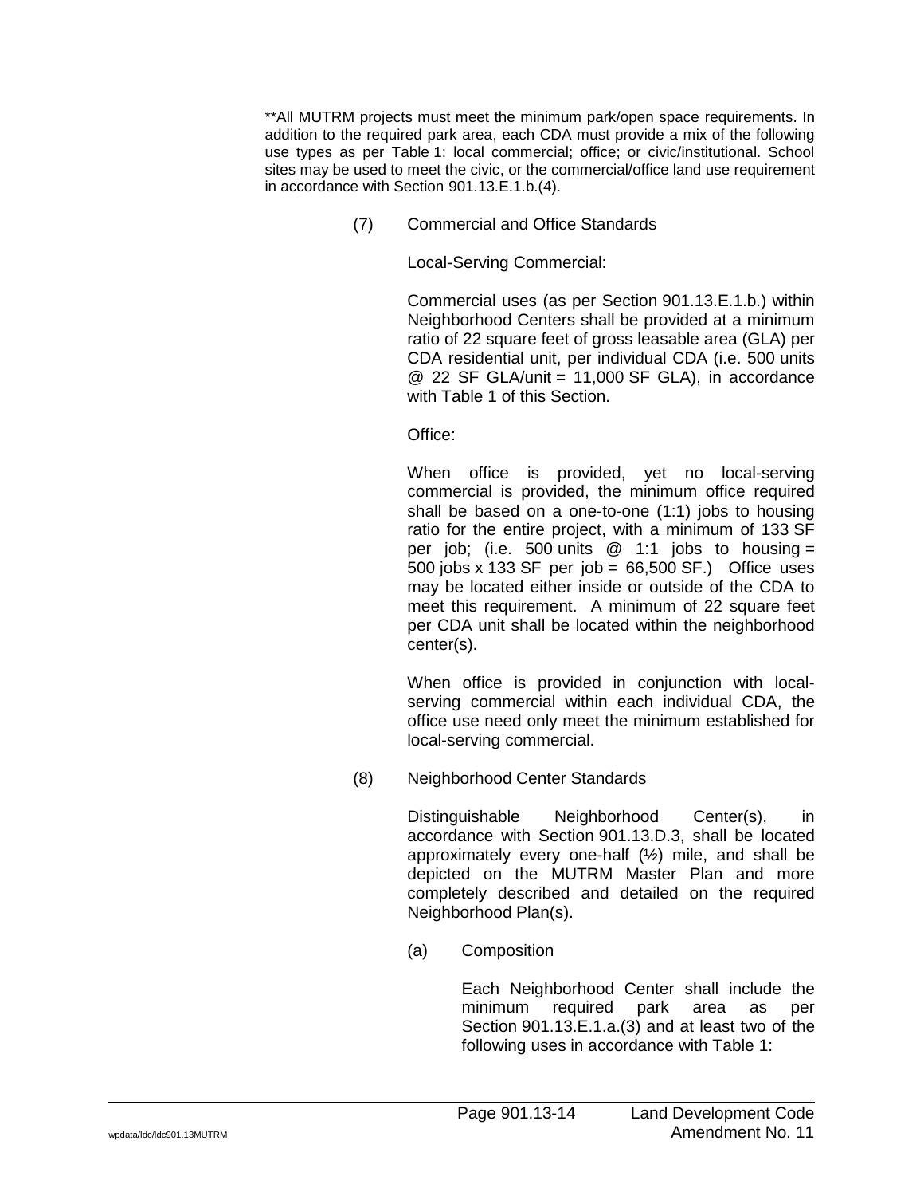**All MUTRM projects must meet the minimum park/open space requirements. In addition to the required park area, each CDA must provide a mix of the following use types as per Table 1: local commercial; office; or civic/institutional. School sites may be used to meet the civic, or the commercial/office land use requirement in accordance with Section 901.13.E.1.b.(4).

(7) Commercial and Office Standards

Local-Serving Commercial:

Commercial uses (as per Section 901.13.E.1.b.) within Neighborhood Centers shall be provided at a minimum ratio of 22 square feet of gross leasable area (GLA) per CDA residential unit, per individual CDA (i.e. 500 units @ 22 SF GLA/unit = 11,000 SF GLA), in accordance with Table 1 of this Section.

Office:

When office is provided, yet no local-serving commercial is provided, the minimum office required shall be based on a one-to-one (1:1) jobs to housing ratio for the entire project, with a minimum of 133 SF per job; (i.e. 500 units @ 1:1 jobs to housing = 500 jobs x 133 SF per job = 66,500 SF.) Office uses may be located either inside or outside of the CDA to meet this requirement. A minimum of 22 square feet per CDA unit shall be located within the neighborhood center(s).

When office is provided in conjunction with local-serving commercial within each individual CDA, the office use need only meet the minimum established for local-serving commercial.

(8) Neighborhood Center Standards

Distinguishable Neighborhood Center(s), in accordance with Section 901.13.D.3, shall be located approximately every one-half (½) mile, and shall be depicted on the MUTRM Master Plan and more completely described and detailed on the required Neighborhood Plan(s).

(a) Composition

Each Neighborhood Center shall include the minimum required park area as per Section 901.13.E.1.a.(3) and at least two of the following uses in accordance with Table 1: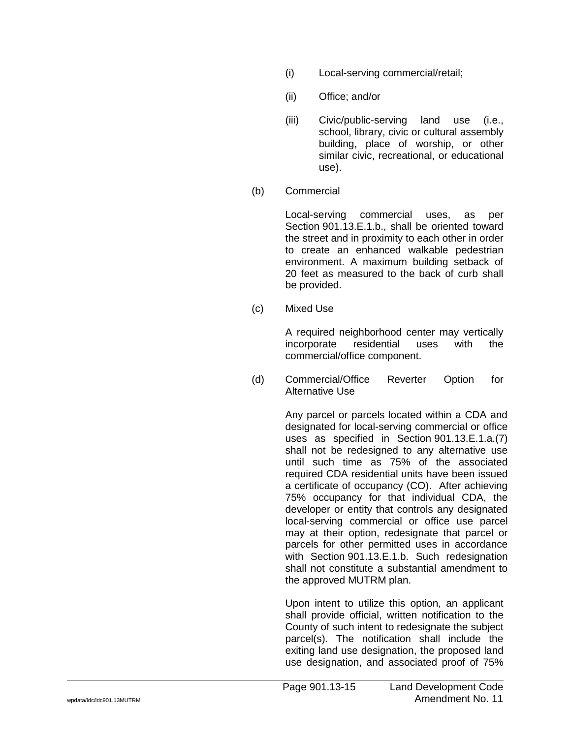(i) Local-serving commercial/retail;

(ii) Office; and/or

(iii) Civic/public-serving land use (i.e., school, library, civic or cultural assembly building, place of worship, or other similar civic, recreational, or educational use).

(b) Commercial

Local-serving commercial uses, as per Section 901.13.E.1.b., shall be oriented toward the street and in proximity to each other in order to create an enhanced walkable pedestrian environment. A maximum building setback of 20 feet as measured to the back of curb shall be provided.

(c) Mixed Use

A required neighborhood center may vertically incorporate residential uses with the commercial/office component.

(d) Commercial/Office Reverter Option for Alternative Use

Any parcel or parcels located within a CDA and designated for local-serving commercial or office uses as specified in Section 901.13.E.1.a.(7) shall not be redesigned to any alternative use until such time as 75% of the associated required CDA residential units have been issued a certificate of occupancy (CO). After achieving 75% occupancy for that individual CDA, the developer or entity that controls any designated local-serving commercial or office use parcel may at their option, redesignate that parcel or parcels for other permitted uses in accordance with Section 901.13.E.1.b. Such redesignation shall not constitute a substantial amendment to the approved MUTRM plan.

Upon intent to utilize this option, an applicant shall provide official, written notification to the County of such intent to redesignate the subject parcel(s). The notification shall include the exiting land use designation, the proposed land use designation, and associated proof of 75%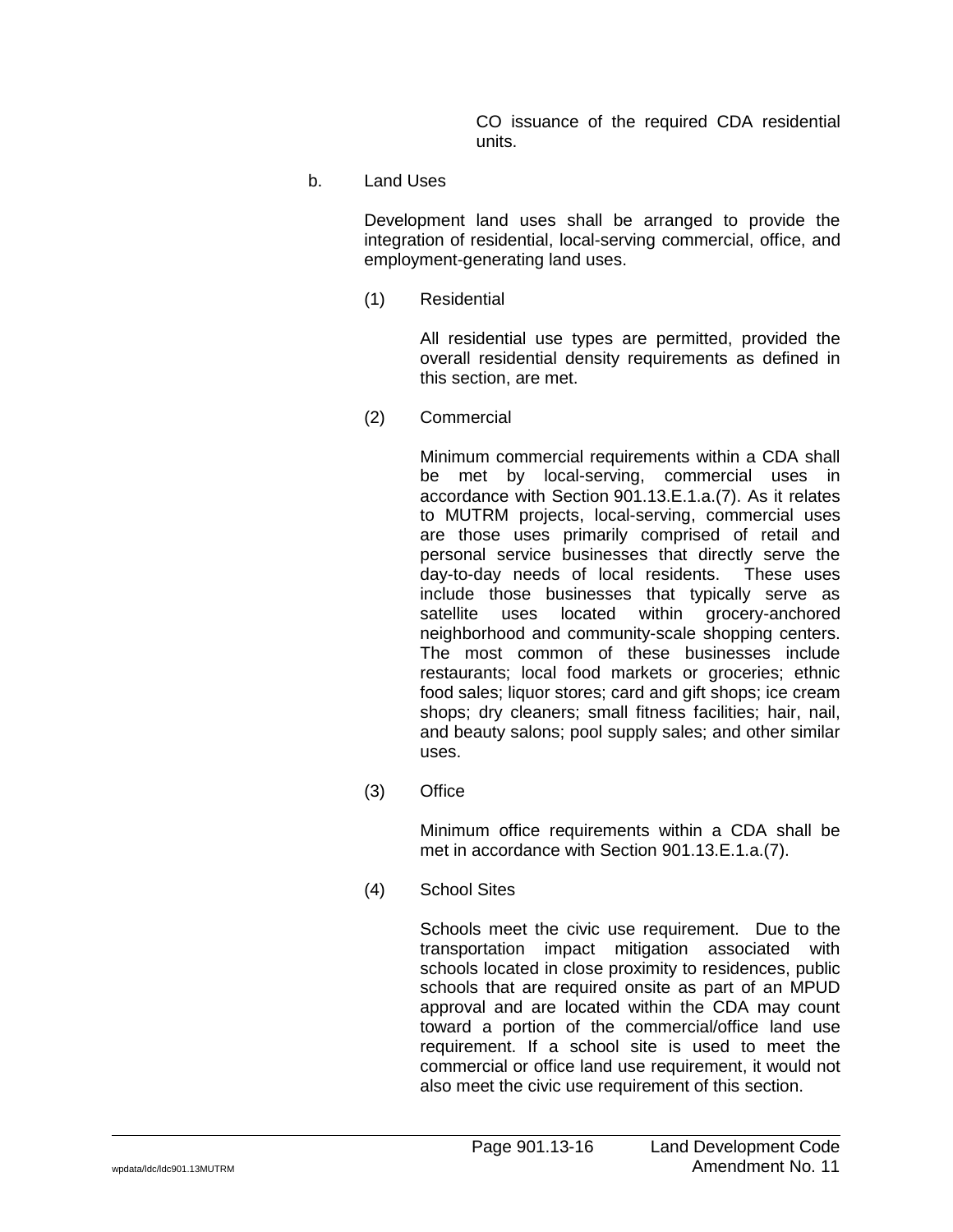CO issuance of the required CDA residential units.

b. Land Uses

Development land uses shall be arranged to provide the integration of residential, local-serving commercial, office, and employment-generating land uses.

(1) Residential

All residential use types are permitted, provided the overall residential density requirements as defined in this section, are met.

(2) Commercial

Minimum commercial requirements within a CDA shall be met by local-serving, commercial uses in accordance with Section 901.13.E.1.a.(7). As it relates to MUTRM projects, local-serving, commercial uses are those uses primarily comprised of retail and personal service businesses that directly serve the day-to-day needs of local residents. These uses include those businesses that typically serve as satellite uses located within grocery-anchored neighborhood and community-scale shopping centers. The most common of these businesses include restaurants; local food markets or groceries; ethnic food sales; liquor stores; card and gift shops; ice cream shops; dry cleaners; small fitness facilities; hair, nail, and beauty salons; pool supply sales; and other similar uses.

(3) Office

Minimum office requirements within a CDA shall be met in accordance with Section 901.13.E.1.a.(7).

(4) School Sites

Schools meet the civic use requirement. Due to the transportation impact mitigation associated with schools located in close proximity to residences, public schools that are required onsite as part of an MPUD approval and are located within the CDA may count toward a portion of the commercial/office land use requirement. If a school site is used to meet the commercial or office land use requirement, it would not also meet the civic use requirement of this section.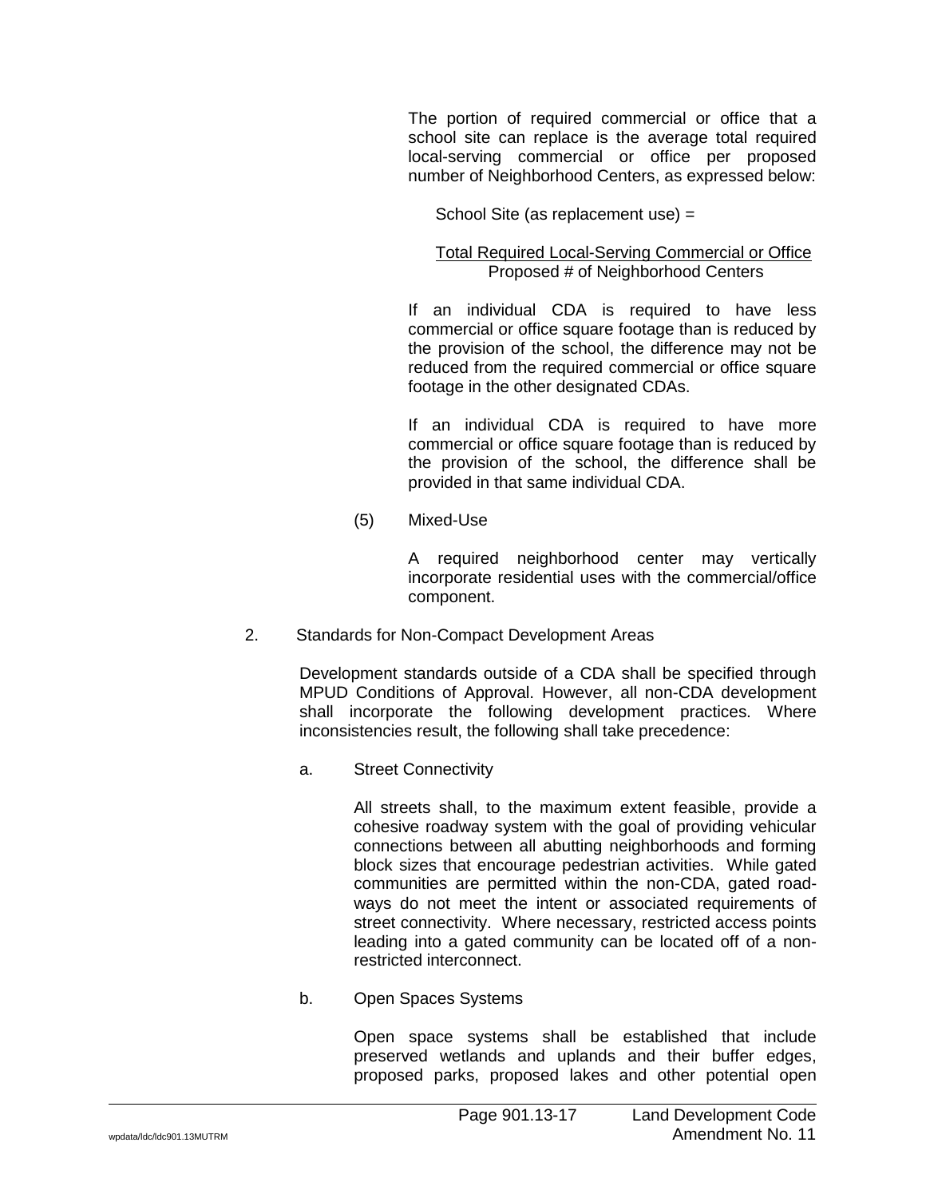The portion of required commercial or office that a school site can replace is the average total required local-serving commercial or office per proposed number of Neighborhood Centers, as expressed below:

School Site (as replacement use) =

$$\frac{\text{Total Required Local-Serving Commercial or Office}}{\text{Proposed \# of Neighborhood Centers}}$$

If an individual CDA is required to have less commercial or office square footage than is reduced by the provision of the school, the difference may not be reduced from the required commercial or office square footage in the other designated CDAs.

If an individual CDA is required to have more commercial or office square footage than is reduced by the provision of the school, the difference shall be provided in that same individual CDA.

(5) Mixed-Use

A required neighborhood center may vertically incorporate residential uses with the commercial/office component.

2. Standards for Non-Compact Development Areas

Development standards outside of a CDA shall be specified through MPUD Conditions of Approval. However, all non-CDA development shall incorporate the following development practices. Where inconsistencies result, the following shall take precedence:

a. Street Connectivity

All streets shall, to the maximum extent feasible, provide a cohesive roadway system with the goal of providing vehicular connections between all abutting neighborhoods and forming block sizes that encourage pedestrian activities. While gated communities are permitted within the non-CDA, gated road-ways do not meet the intent or associated requirements of street connectivity. Where necessary, restricted access points leading into a gated community can be located off of a non-restricted interconnect.

b. Open Spaces Systems

Open space systems shall be established that include preserved wetlands and uplands and their buffer edges, proposed parks, proposed lakes and other potential open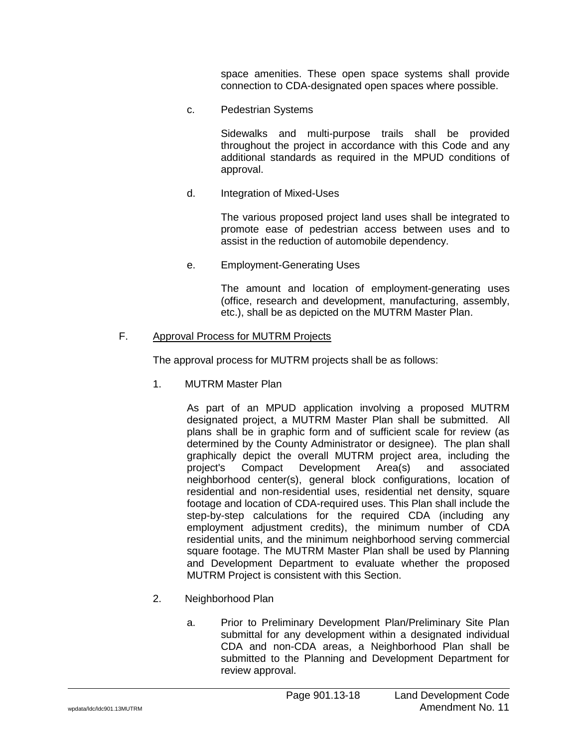space amenities. These open space systems shall provide connection to CDA-designated open spaces where possible.

c. Pedestrian Systems

Sidewalks and multi-purpose trails shall be provided throughout the project in accordance with this Code and any additional standards as required in the MPUD conditions of approval.

d. Integration of Mixed-Uses

The various proposed project land uses shall be integrated to promote ease of pedestrian access between uses and to assist in the reduction of automobile dependency.

e. Employment-Generating Uses

The amount and location of employment-generating uses (office, research and development, manufacturing, assembly, etc.), shall be as depicted on the MUTRM Master Plan.

F. <u>Approval Process for MUTRM Projects</u>

The approval process for MUTRM projects shall be as follows:

1. MUTRM Master Plan

As part of an MPUD application involving a proposed MUTRM designated project, a MUTRM Master Plan shall be submitted. All plans shall be in graphic form and of sufficient scale for review (as determined by the County Administrator or designee). The plan shall graphically depict the overall MUTRM project area, including the project's Compact Development Area(s) and associated neighborhood center(s), general block configurations, location of residential and non-residential uses, residential net density, square footage and location of CDA-required uses. This Plan shall include the step-by-step calculations for the required CDA (including any employment adjustment credits), the minimum number of CDA residential units, and the minimum neighborhood serving commercial square footage. The MUTRM Master Plan shall be used by Planning and Development Department to evaluate whether the proposed MUTRM Project is consistent with this Section.

2. Neighborhood Plan

a. Prior to Preliminary Development Plan/Preliminary Site Plan submittal for any development within a designated individual CDA and non-CDA areas, a Neighborhood Plan shall be submitted to the Planning and Development Department for review approval.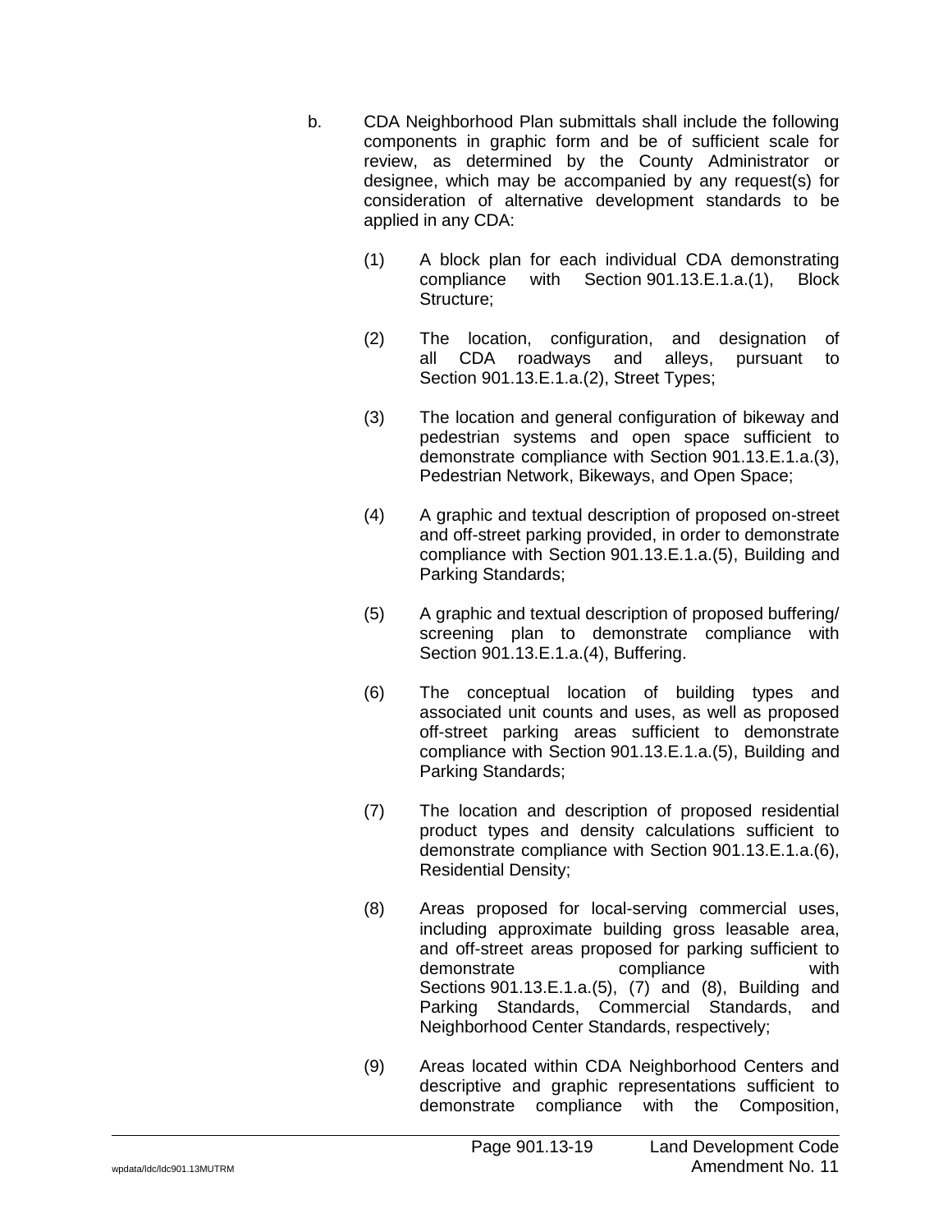b. CDA Neighborhood Plan submittals shall include the following components in graphic form and be of sufficient scale for review, as determined by the County Administrator or designee, which may be accompanied by any request(s) for consideration of alternative development standards to be applied in any CDA:

   (1) A block plan for each individual CDA demonstrating compliance with Section 901.13.E.1.a.(1), Block Structure;

   (2) The location, configuration, and designation of all CDA roadways and alleys, pursuant to Section 901.13.E.1.a.(2), Street Types;

   (3) The location and general configuration of bikeway and pedestrian systems and open space sufficient to demonstrate compliance with Section 901.13.E.1.a.(3), Pedestrian Network, Bikeways, and Open Space;

   (4) A graphic and textual description of proposed on-street and off-street parking provided, in order to demonstrate compliance with Section 901.13.E.1.a.(5), Building and Parking Standards;

   (5) A graphic and textual description of proposed buffering/ screening plan to demonstrate compliance with Section 901.13.E.1.a.(4), Buffering.

   (6) The conceptual location of building types and associated unit counts and uses, as well as proposed off-street parking areas sufficient to demonstrate compliance with Section 901.13.E.1.a.(5), Building and Parking Standards;

   (7) The location and description of proposed residential product types and density calculations sufficient to demonstrate compliance with Section 901.13.E.1.a.(6), Residential Density;

   (8) Areas proposed for local-serving commercial uses, including approximate building gross leasable area, and off-street areas proposed for parking sufficient to demonstrate compliance with Sections 901.13.E.1.a.(5), (7) and (8), Building and Parking Standards, Commercial Standards, and Neighborhood Center Standards, respectively;

   (9) Areas located within CDA Neighborhood Centers and descriptive and graphic representations sufficient to demonstrate compliance with the Composition,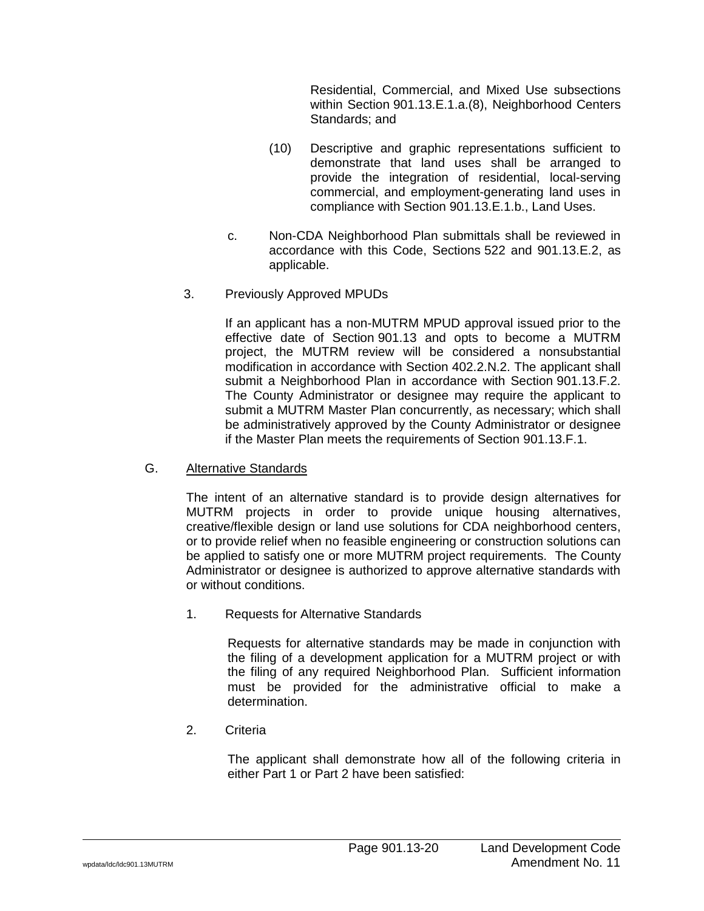Residential, Commercial, and Mixed Use subsections within Section 901.13.E.1.a.(8), Neighborhood Centers Standards; and

(10) Descriptive and graphic representations sufficient to demonstrate that land uses shall be arranged to provide the integration of residential, local-serving commercial, and employment-generating land uses in compliance with Section 901.13.E.1.b., Land Uses.

c. Non-CDA Neighborhood Plan submittals shall be reviewed in accordance with this Code, Sections 522 and 901.13.E.2, as applicable.

3. Previously Approved MPUDs

If an applicant has a non-MUTRM MPUD approval issued prior to the effective date of Section 901.13 and opts to become a MUTRM project, the MUTRM review will be considered a nonsubstantial modification in accordance with Section 402.2.N.2. The applicant shall submit a Neighborhood Plan in accordance with Section 901.13.F.2. The County Administrator or designee may require the applicant to submit a MUTRM Master Plan concurrently, as necessary; which shall be administratively approved by the County Administrator or designee if the Master Plan meets the requirements of Section 901.13.F.1.

G. <u>Alternative Standards</u>

The intent of an alternative standard is to provide design alternatives for MUTRM projects in order to provide unique housing alternatives, creative/flexible design or land use solutions for CDA neighborhood centers, or to provide relief when no feasible engineering or construction solutions can be applied to satisfy one or more MUTRM project requirements. The County Administrator or designee is authorized to approve alternative standards with or without conditions.

1. Requests for Alternative Standards

Requests for alternative standards may be made in conjunction with the filing of a development application for a MUTRM project or with the filing of any required Neighborhood Plan. Sufficient information must be provided for the administrative official to make a determination.

2. Criteria

The applicant shall demonstrate how all of the following criteria in either Part 1 or Part 2 have been satisfied: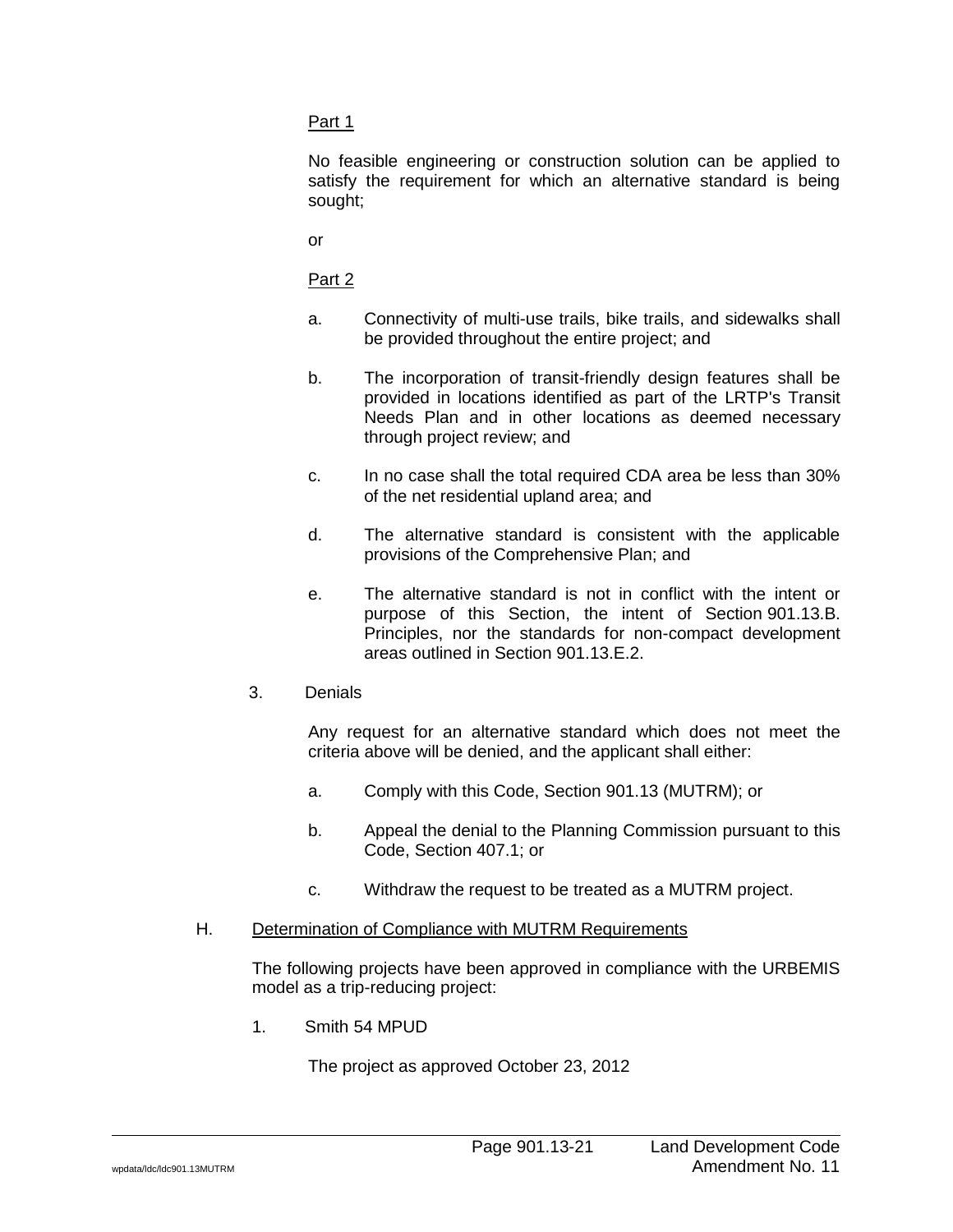Part 1

No feasible engineering or construction solution can be applied to satisfy the requirement for which an alternative standard is being sought;

or

Part 2

a. Connectivity of multi-use trails, bike trails, and sidewalks shall be provided throughout the entire project; and

b. The incorporation of transit-friendly design features shall be provided in locations identified as part of the LRTP's Transit Needs Plan and in other locations as deemed necessary through project review; and

c. In no case shall the total required CDA area be less than 30% of the net residential upland area; and

d. The alternative standard is consistent with the applicable provisions of the Comprehensive Plan; and

e. The alternative standard is not in conflict with the intent or purpose of this Section, the intent of Section 901.13.B. Principles, nor the standards for non-compact development areas outlined in Section 901.13.E.2.

3. Denials

Any request for an alternative standard which does not meet the criteria above will be denied, and the applicant shall either:

a. Comply with this Code, Section 901.13 (MUTRM); or

b. Appeal the denial to the Planning Commission pursuant to this Code, Section 407.1; or

c. Withdraw the request to be treated as a MUTRM project.

H. Determination of Compliance with MUTRM Requirements

The following projects have been approved in compliance with the URBEMIS model as a trip-reducing project:

1. Smith 54 MPUD

The project as approved October 23, 2012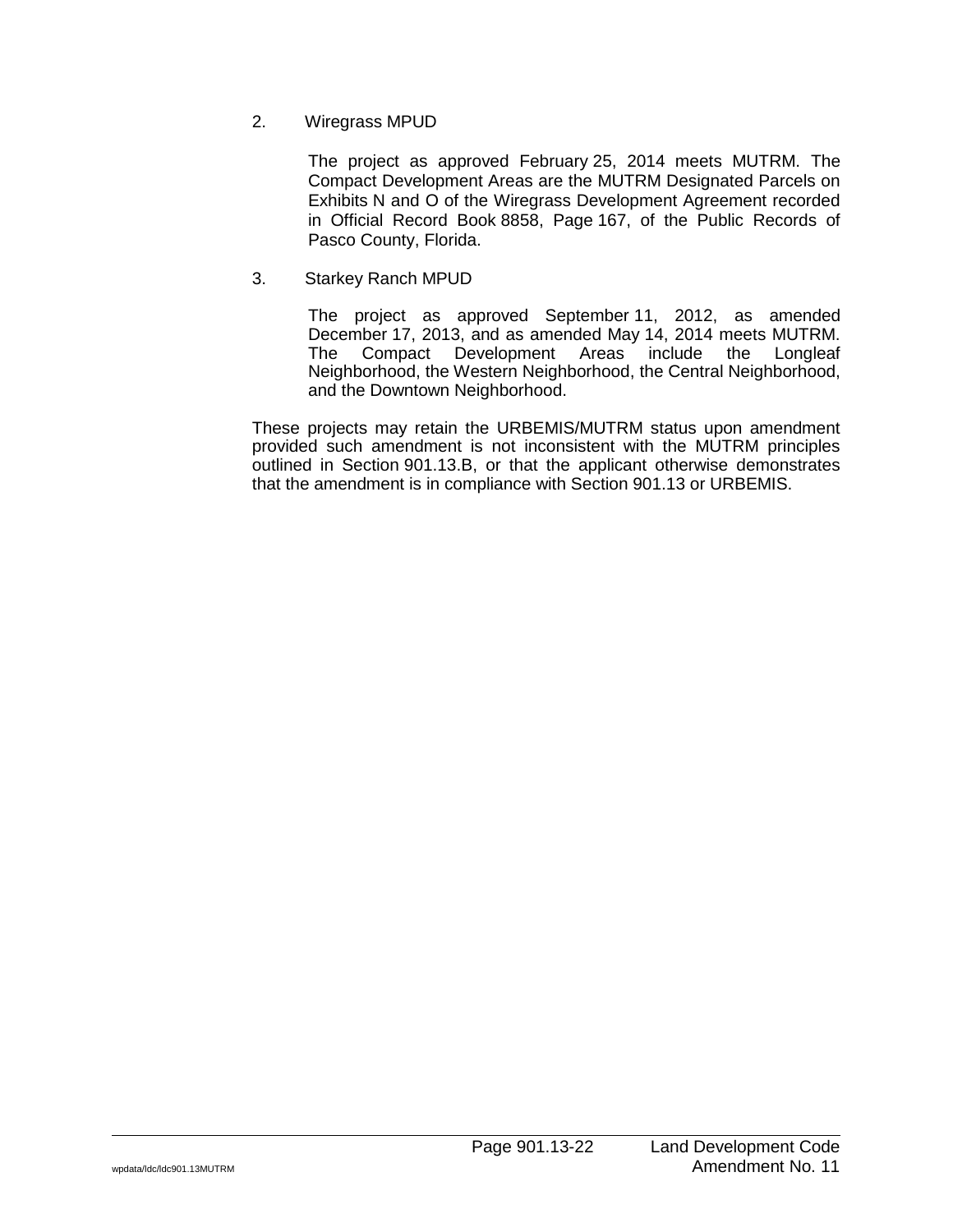2. Wiregrass MPUD

   The project as approved February 25, 2014 meets MUTRM. The Compact Development Areas are the MUTRM Designated Parcels on Exhibits N and O of the Wiregrass Development Agreement recorded in Official Record Book 8858, Page 167, of the Public Records of Pasco County, Florida.

3. Starkey Ranch MPUD

   The project as approved September 11, 2012, as amended December 17, 2013, and as amended May 14, 2014 meets MUTRM. The Compact Development Areas include the Longleaf Neighborhood, the Western Neighborhood, the Central Neighborhood, and the Downtown Neighborhood.

These projects may retain the URBEMIS/MUTRM status upon amendment provided such amendment is not inconsistent with the MUTRM principles outlined in Section 901.13.B, or that the applicant otherwise demonstrates that the amendment is in compliance with Section 901.13 or URBEMIS.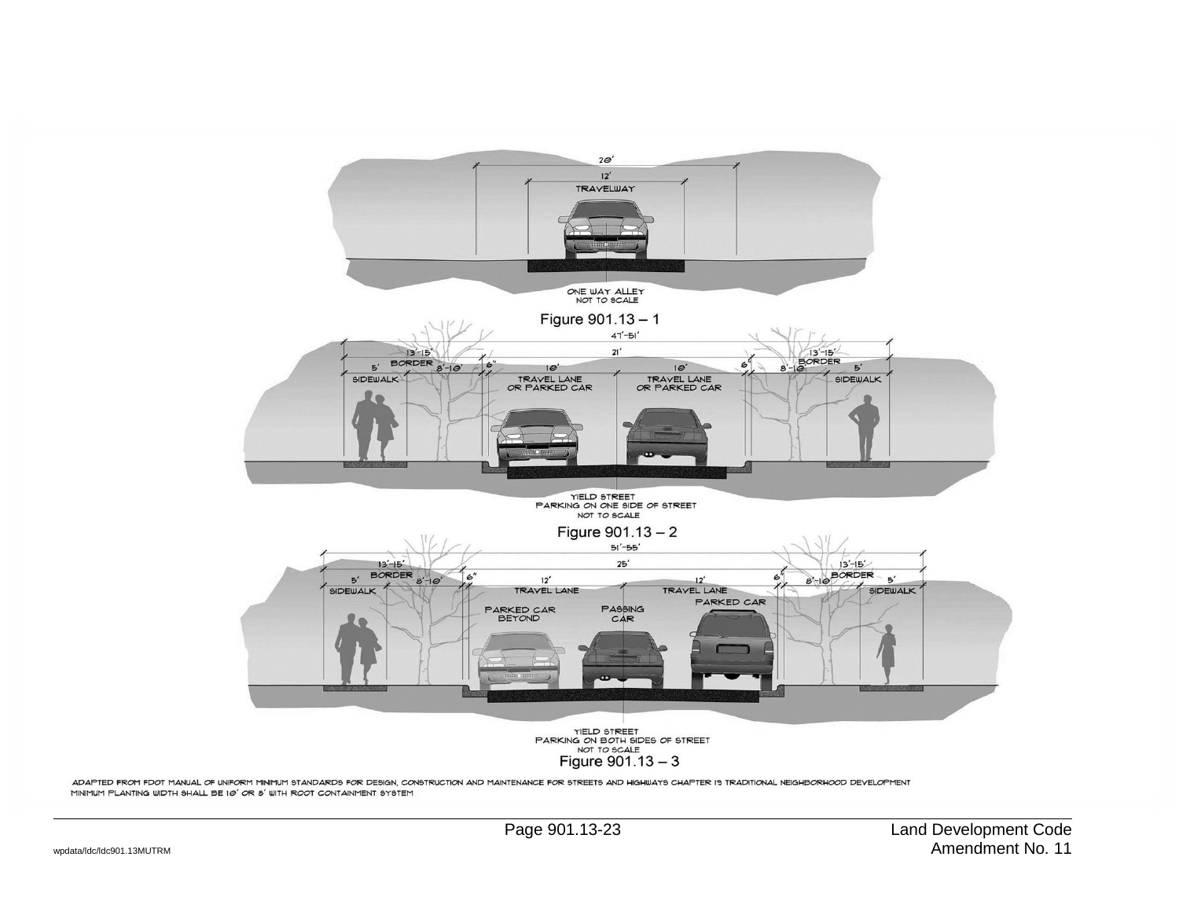20'

12'

TRAVELWAY

ONE WAY ALLEY
NOT TO SCALE

Figure 901.13 – 1

47'-51'

13'-15' BORDER | 21' | 13'-15' BORDER

5' SIDEWALK | 8'-10' | 6" | 10' TRAVEL LANE OR PARKED CAR | 10' TRAVEL LANE OR PARKED CAR | 6" | 8'-10' | 5' SIDEWALK

YIELD STREET
PARKING ON ONE SIDE OF STREET
NOT TO SCALE

Figure 901.13 – 2

51'-55'

13'-15' BORDER | 25' | 13'-15' BORDER

5' SIDEWALK | 8'-10' | 6" | 12' TRAVEL LANE | 12' TRAVEL LANE | 6" | 8'-10' | 5' SIDEWALK

PARKED CAR BEYOND | PASSING CAR | PARKED CAR

YIELD STREET
PARKING ON BOTH SIDES OF STREET
NOT TO SCALE

Figure 901.13 – 3

ADAPTED FROM FDOT MANUAL OF UNIFORM MINIMUM STANDARDS FOR DESIGN, CONSTRUCTION AND MAINTENANCE FOR STREETS AND HIGHWAYS CHAPTER 19 TRADITIONAL NEIGHBORHOOD DEVELOPMENT
MINIMUM PLANTING WIDTH SHALL BE 10' OR 8' WITH ROOT CONTAINMENT SYSTEM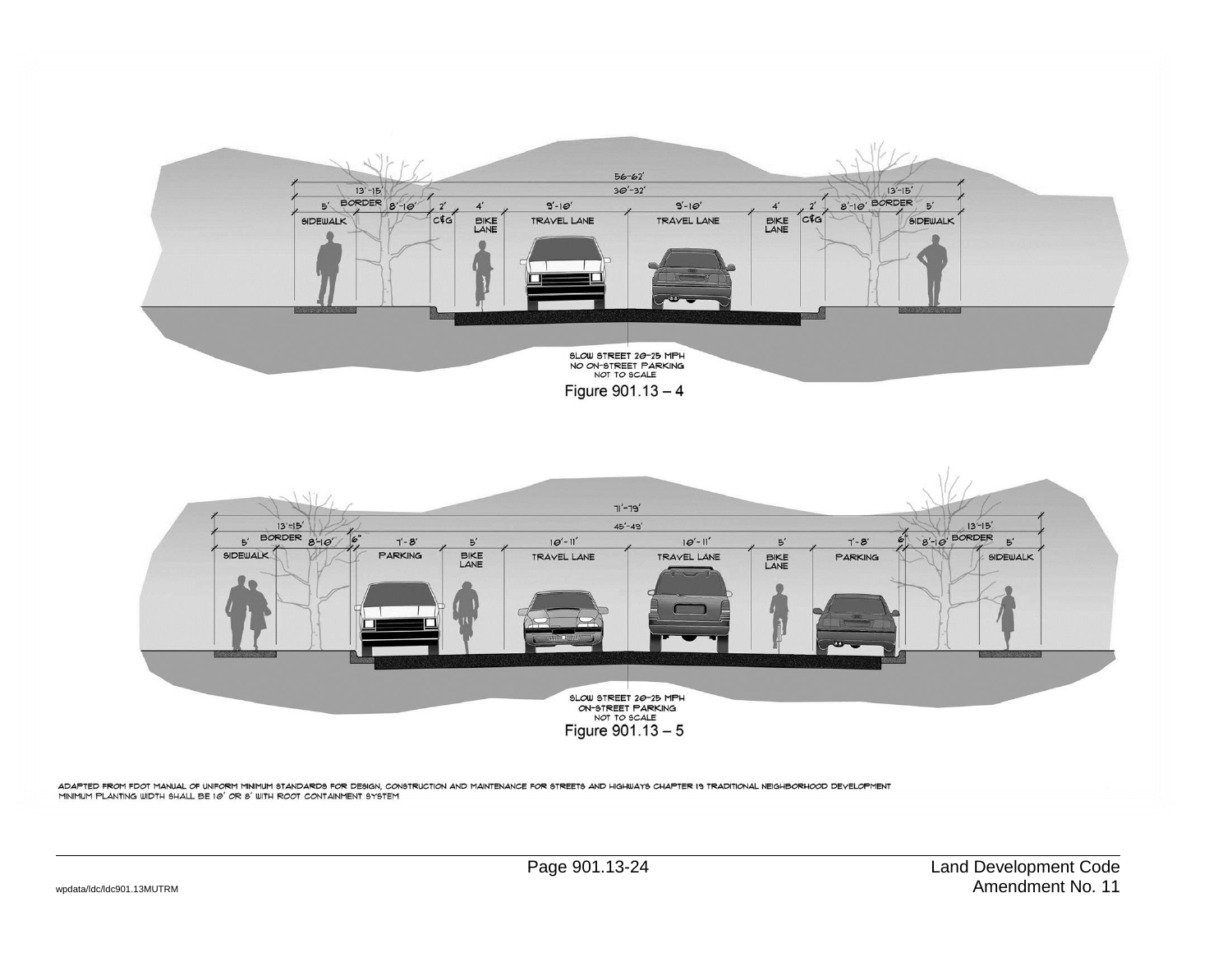56-62'

30'-32'

| 13'-15' | | | | | | | | | 13'-15' | |
|---|---|---|---|---|---|---|---|---|---|---|
| 5' | BORDER 8'-10' | 2' | 4' | 9'-10' | 9'-10' | 4' | 2' | 8'-10' BORDER | 5' |
| SIDEWALK | | C&G | BIKE LANE | TRAVEL LANE | TRAVEL LANE | BIKE LANE | C&G | | SIDEWALK |

SLOW STREET 20-25 MPH
NO ON-STREET PARKING
NOT TO SCALE

Figure 901.13 – 4

71'-73'

45'-49'

| 13'-15' | | | | | | | | | | | 13'-15' | |
|---|---|---|---|---|---|---|---|---|---|---|---|---|
| 5' | BORDER 8'-10' | 6" | 7'-8' | 5' | 10'-11' | 10'-11' | 5' | 7'-8' | 6" | 8'-10' BORDER | 5' |
| SIDEWALK | | | PARKING | BIKE LANE | TRAVEL LANE | TRAVEL LANE | BIKE LANE | PARKING | | | SIDEWALK |

SLOW STREET 20-25 MPH
ON-STREET PARKING
NOT TO SCALE

Figure 901.13 – 5

ADAPTED FROM FDOT MANUAL OF UNIFORM MINIMUM STANDARDS FOR DESIGN, CONSTRUCTION AND MAINTENANCE FOR STREETS AND HIGHWAYS CHAPTER 19 TRADITIONAL NEIGHBORHOOD DEVELOPMENT
MINIMUM PLANTING WIDTH SHALL BE 10' OR 8' WITH ROOT CONTAINMENT SYSTEM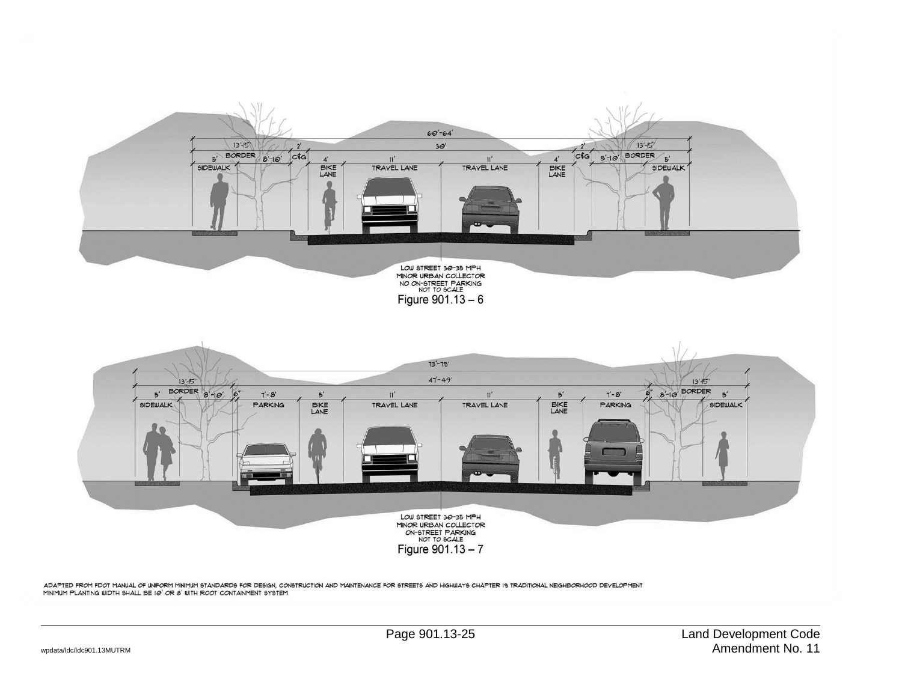60'–64'

13'-15' | 2' | 30' | 2' | 13'-15'

5' BORDER 8'-10' C&G 4' 11' 11' 4' C&G 8'-10' BORDER 5'

SIDEWALK BIKE LANE TRAVEL LANE TRAVEL LANE BIKE LANE SIDEWALK

LOW STREET 30–35 MPH
MINOR URBAN COLLECTOR
NO ON-STREET PARKING
NOT TO SCALE

Figure 901.13 – 6

73'–79'

47'-49'

13'-15' 13'-15'

5' BORDER 8'-10' 6" 7'-8' 5' 11' 11' 5' 7'-8' 6" 8'-10' BORDER 5'

SIDEWALK PARKING BIKE LANE TRAVEL LANE TRAVEL LANE BIKE LANE PARKING SIDEWALK

LOW STREET 30–35 MPH
MINOR URBAN COLLECTOR
ON-STREET PARKING
NOT TO SCALE

Figure 901.13 – 7

ADAPTED FROM FDOT MANUAL OF UNIFORM MINIMUM STANDARDS FOR DESIGN, CONSTRUCTION AND MAINTENANCE FOR STREETS AND HIGHWAYS CHAPTER 19 TRADITIONAL NEIGHBORHOOD DEVELOPMENT
MINIMUM PLANTING WIDTH SHALL BE 10' OR 8' WITH ROOT CONTAINMENT SYSTEM